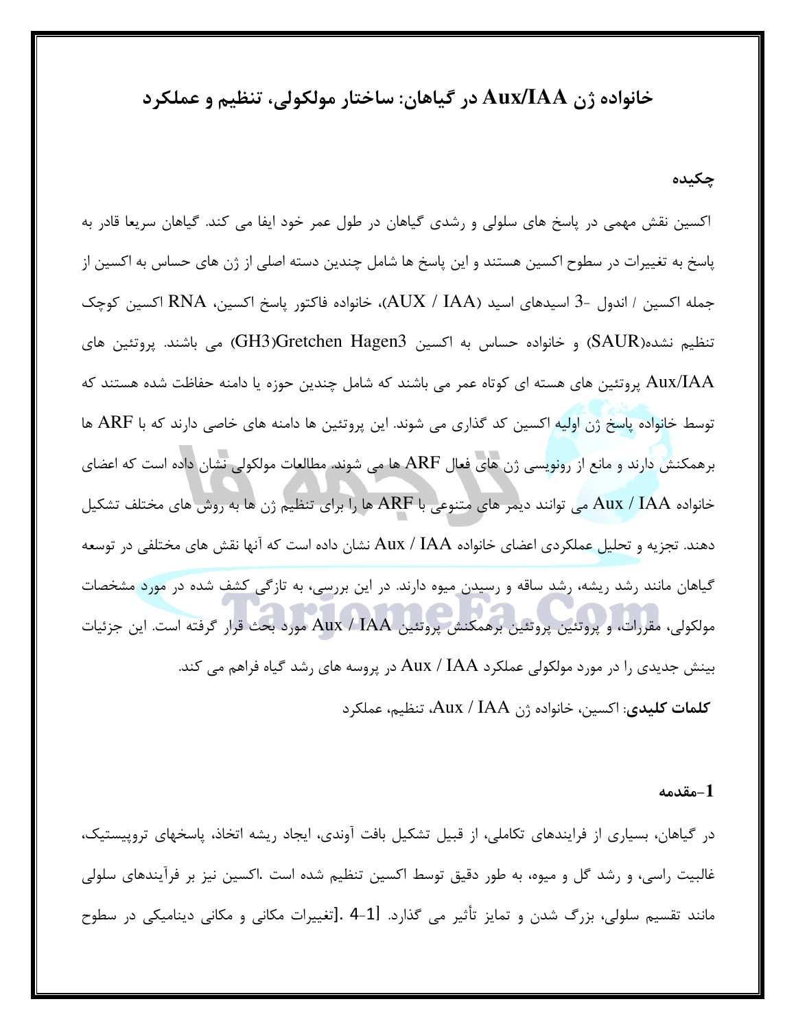# خانواده ژن Aux/IAA در گیاهان: ساختار مولکولی، تنظیم و عملکرد

## چکیده

اکسین نقش مهمی در پاسخ های سلولی و رشدی گیاهان در طول عمر خود ایفا می کند. گیاهان سریعا قادر به پاسخ به تغییرات در سطوح اکسین هستند و این پاسخ ها شامل چندین دسته اصلی از ژن های حساس به اکسین از جمله اکسین / اندول -3 اسیدهای اسید (AUX / IAA)، خانواده فاکتور پاسخ اکسین، RNA اکسین کوچک تنظیم نشده(SAUR) و خانواده حساس به اکسین Gretchen Hagen3(GH3) می باشند. پروتئین های Aux/IAA پروتئین های هسته ای کوتاه عمر می باشند که شامل چندین حوزه یا دامنه حفاظت شده هستند که توسط خانواده پاسخ ژن اولیه اکسین کد گذاری می شوند. این پروتئین ها دامنه های خاصی دارند که با ARF ها برهمکنش دارند و مانع از رونویسی ژن های فعال ARF ها می شوند. مطالعات مولکولی نشان داده است که اعضای خانواده Aux / IAA می توانند دیمر های متنوعی با ARF ها را برای تنظیم ژن ها به روش های مختلف تشکیل دهند. تجزیه و تحلیل عملکردی اعضای خانواده Aux / IAA نشان داده است که آنها نقش های مختلفی در توسعه گیاهان مانند رشد ریشه، رشد ساقه و رسیدن میوه دارند. در این بررسی، به تازگی کشف شده در مورد مشخصات مولکولی، مقررات، و پروتئین پروتئین برهمکنش پروتئین Aux / IAA مورد بحث قرار گرفته است. این جزئیات بینش جدیدی را در مورد مولکولی عملکرد Aux / IAA در پروسه های رشد گیاه فراهم می کند.

**کلمات کلیدی**: اکسین، خانواده ژن Aux / IAA، تنظیم، عملکرد

## 1-مقدمه

در گیاهان، بسیاری از فرایندهای تکاملی، از قبیل تشکیل بافت آوندی، ایجاد ریشه اتخاذ، پاسخهای تروپیستیک، غالبیت راسی، و رشد گل و میوه، به طور دقیق توسط اکسین تنظیم شده است .اکسین نیز بر فرآیندهای سلولی مانند تقسیم سلولی، بزرگ شدن و تمایز تأثیر می گذارد. [1-4 .]تغییرات مکانی و مکانی دینامیکی در سطوح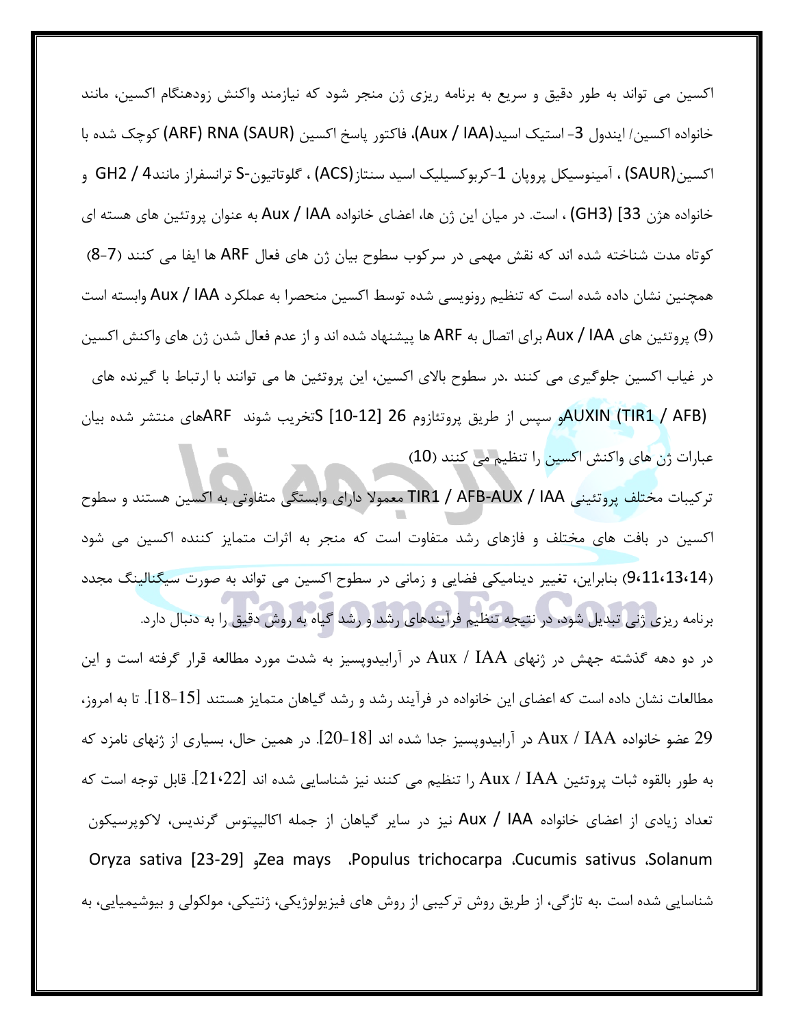اکسین می تواند به طور دقیق و سریع به برنامه ریزی ژن منجر شود که نیازمند واکنش زودهنگام اکسین، مانند خانواده اکسین/ ایندول 3- استیک اسید(Aux / IAA)، فاکتور پاسخ اکسین (ARF) RNA (SAUR) کوچک شده با اکسین(SAUR) ، آمینوسیکل پروپان 1-کربوکسیلیک اسید سنتاز(ACS) ، گلوتاتیون-S ترانسفراز مانند4 / GH2 و خانواده هژن 33] (GH3) ، است. در میان این ژن ها، اعضای خانواده Aux / IAA به عنوان پروتئین های هسته ای کوتاه مدت شناخته شده اند که نقش مهمی در سرکوب سطوح بیان ژن های فعال ARF ها ایفا می کنند (7-8) همچنین نشان داده شده است که تنظیم رونویسی شده توسط اکسین منحصرا به عملکرد Aux / IAA وابسته است (9) پروتئین های Aux / IAA برای اتصال به ARF ها پیشنهاد شده اند و از عدم فعال شدن ژن های واکنش اکسین در غیاب اکسین جلوگیری می کنند .در سطوح بالای اکسین، این پروتئین ها می توانند با ارتباط با گیرنده های AUXIN (TIR1 / AFB)و سپس از طریق پروتئازوم 26 [10-12] Sتخریب شوند ARFهای منتشر شده بیان عبارات ژن های واکنش اکسین را تنظیم می کنند (10)

ترکیبات مختلف پروتئینی TIR1 / AFB-AUX / IAA معمولا دارای وابستگی متفاوتی به اکسین هستند و سطوح اکسین در بافت های مختلف و فازهای رشد متفاوت است که منجر به اثرات متمایز کننده اکسین می شود (9،11،13،14) بنابراین، تغییر دینامیکی فضایی و زمانی در سطوح اکسین می تواند به صورت سیگنالینگ مجدد برنامه ریزی ژنی تبدیل شود، در نتیجه تنظیم فرآیندهای رشد و رشد گیاه به روش دقیق را به دنبال دارد.

در دو دهه گذشته جهش در ژنهای Aux / IAA در آرابیدوپسیز به شدت مورد مطالعه قرار گرفته است و این مطالعات نشان داده است که اعضای این خانواده در فرآیند رشد و رشد گیاهان متمایز هستند [15-18]. تا به امروز، 29 عضو خانواده Aux / IAA در آرابیدوپسیز جدا شده اند [18-20]. در همین حال، بسیاری از ژنهای نامزد که به طور بالقوه ثبات پروتئین Aux / IAA را تنظیم می کنند نیز شناسایی شده اند [21،22]. قابل توجه است که تعداد زیادی از اعضای خانواده Aux / IAA نیز در سایر گیاهان از جمله اکالیپتوس گرندیس، لاکوپرسیکون Solanum ،Cucumis sativus ،Populus trichocarpa ، Zea maysو Oryza sativa [23-29] شناسایی شده است .به تازگی، از طریق روش ترکیبی از روش های فیزیولوژیکی، ژنتیکی، مولکولی و بیوشیمیایی، به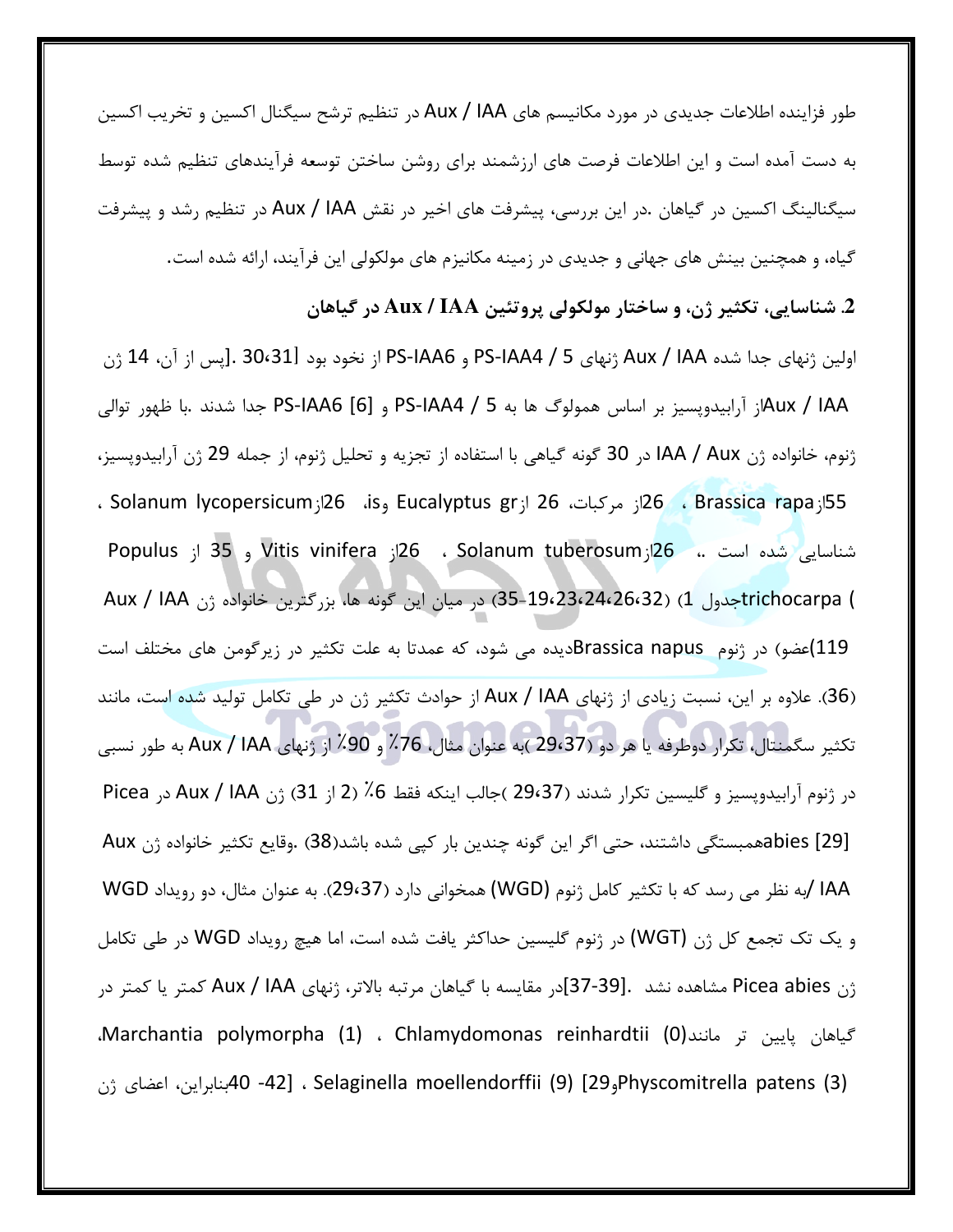طور فزاینده اطلاعات جدیدی در مورد مکانیسم های Aux / IAA در تنظیم ترشح سیگنال اکسین و تخریب اکسین به دست آمده است و این اطلاعات فرصت های ارزشمند برای روشن ساختن توسعه فرآیندهای تنظیم شده توسط سیگنالینگ اکسین در گیاهان .در این بررسی، پیشرفت های اخیر در نقش Aux / IAA در تنظیم رشد و پیشرفت گیاه، و همچنین بینش های جهانی و جدیدی در زمینه مکانیزم های مولکولی این فرآیند، ارائه شده است.

## 2. شناسایی، تکثیر ژن، و ساختار مولکولی پروتئین Aux / IAA در گیاهان

اولین ژنهای جدا شده Aux / IAA ژنهای PS-IAA4 / 5 و PS-IAA6 از نخود بود [30،31] .پس از آن، 14 ژن Aux / IAAاز آرابیدوپسیز بر اساس همولوگ ها به PS-IAA4 / 5 و PS-IAA6 [6] جدا شدند .با ظهور توالی ژنوم، خانواده ژن IAA / Aux در 30 گونه گیاهی با استفاده از تجزیه و تحلیل ژنوم، از جمله 29 ژن آرابیدوپسیز، 55ازBrassica rapa ، 26از مرکبات، 26 ازEucalyptus gr وis، 26ازSolanum lycopersicum ، 26ازSolanum tuberosum ، 26از Vitis vinifera و 35 از Populus trichocarpa شناسایی شده است ،. (جدول 1) (35-19،23،24،26،32) در میان این گونه ها، بزرگترین خانواده ژن Aux / IAA (119عضو) در ژنوم Brassica napusدیده می شود، که عمدتا به علت تکثیر در زیرگومن های مختلف است (36). علاوه بر این، نسبت زیادی از ژنهای Aux / IAA از حوادث تکثیر ژن در طی تکامل تولید شده است، مانند تکثیر سگمنتال، تکرار دوطرفه یا هر دو (29،37 )به عنوان مثال، 76٪ و 90٪ از ژنهای Aux / IAA به طور نسبی در ژنوم آرابیدوپسیز و گلیسین تکرار شدند (29،37 )جالب اینکه فقط 6٪ (2 از 31) ژن Aux / IAA در Picea abies [29] همبستگی داشتند، حتی اگر این گونه چندین بار کپی شده باشد(38) .وقایع تکثیر خانواده ژن Aux IAA /به نظر می رسد که با تکثیر کامل ژنوم (WGD) همخوانی دارد (29،37). به عنوان مثال، دو رویداد WGD و یک تک تجمع کل ژن (WGT) در ژنوم گلیسین حداکثر یافت شده است، اما هیچ رویداد WGD در طی تکامل ژن Picea abies مشاهده نشد .[37-39]در مقایسه با گیاهان مرتبه بالاتر، ژنهای Aux / IAA کمتر یا کمتر در گیاهان پایین تر مانند(0) Chlamydomonas reinhardtii ، (1) Marchantia polymorpha، Physcomitrella patens (3) و29] (9) Selaginella moellendorffii ، [42- 40بنابراین، اعضای ژن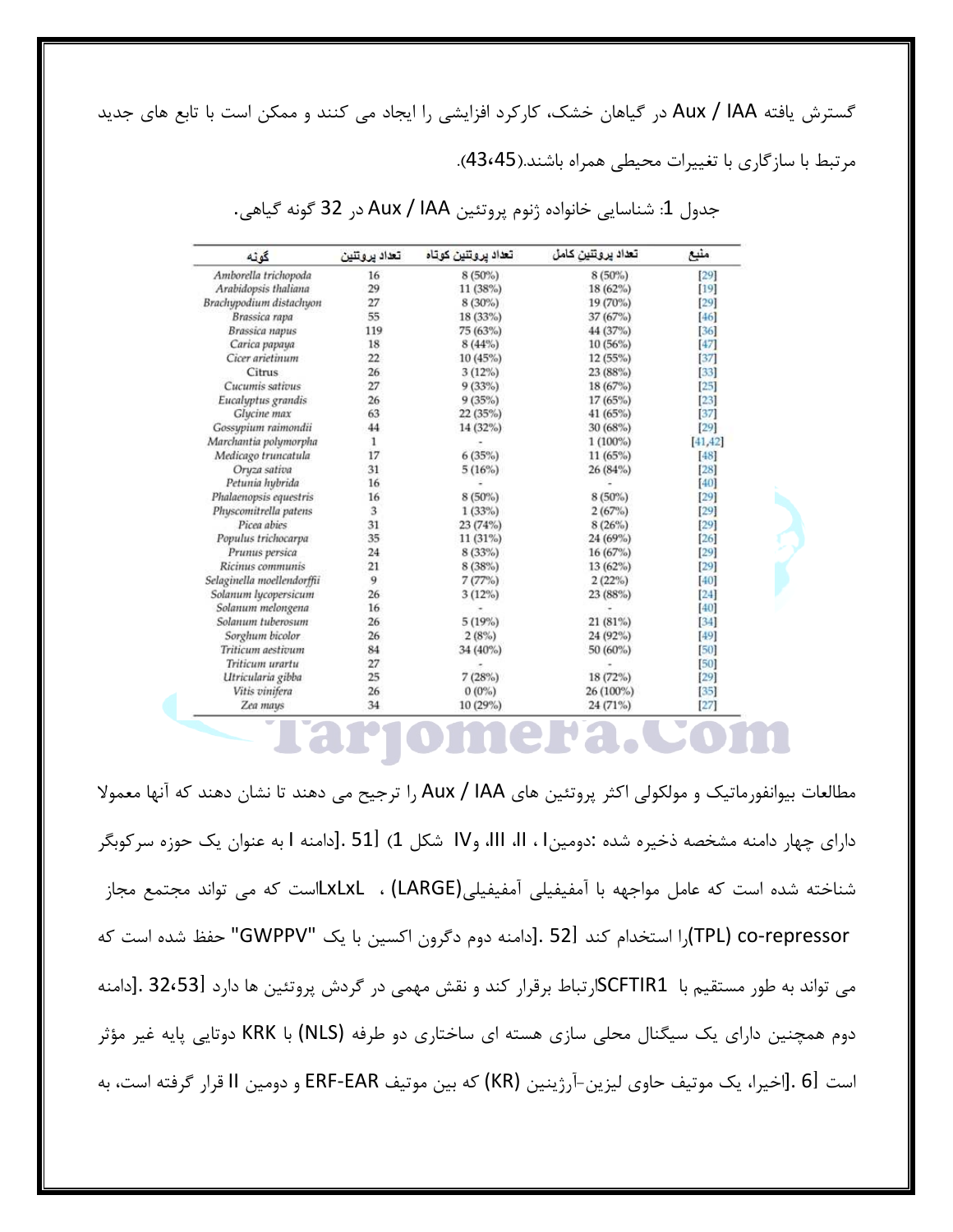گسترش یافته Aux / IAA در گیاهان خشک، کارکرد افزایشی را ایجاد می کنند و ممکن است با تابع های جدید مرتبط با سازگاری با تغییرات محیطی همراه باشند.(43،45).

جدول 1: شناسایی خانواده ژنوم پروتئین Aux / IAA در 32 گونه گیاهی.

| گونه | تعداد پروتئین | تعداد پروتئین کوتاه | تعداد پروتئین کامل | منبع |
|---|---|---|---|---|
| *Amborella trichopoda* | 16 | 8 (50%) | 8 (50%) | [29] |
| *Arabidopsis thaliana* | 29 | 11 (38%) | 18 (62%) | [19] |
| *Brachypodium distachyon* | 27 | 8 (30%) | 19 (70%) | [29] |
| *Brassica rapa* | 55 | 18 (33%) | 37 (67%) | [46] |
| *Brassica napus* | 119 | 75 (63%) | 44 (37%) | [36] |
| *Carica papaya* | 18 | 8 (44%) | 10 (56%) | [47] |
| *Cicer arietinum* | 22 | 10 (45%) | 12 (55%) | [37] |
| Citrus | 26 | 3 (12%) | 23 (88%) | [33] |
| *Cucumis sativus* | 27 | 9 (33%) | 18 (67%) | [25] |
| *Eucalyptus grandis* | 26 | 9 (35%) | 17 (65%) | [23] |
| *Glycine max* | 63 | 22 (35%) | 41 (65%) | [37] |
| *Gossypium raimondii* | 44 | 14 (32%) | 30 (68%) | [29] |
| *Marchantia polymorpha* | 1 | - | 1 (100%) | [41,42] |
| *Medicago truncatula* | 17 | 6 (35%) | 11 (65%) | [48] |
| *Oryza sativa* | 31 | 5 (16%) | 26 (84%) | [28] |
| *Petunia hybrida* | 16 | - | - | [40] |
| *Phalaenopsis equestris* | 16 | 8 (50%) | 8 (50%) | [29] |
| *Physcomitrella patens* | 3 | 1 (33%) | 2 (67%) | [29] |
| *Picea abies* | 31 | 23 (74%) | 8 (26%) | [29] |
| *Populus trichocarpa* | 35 | 11 (31%) | 24 (69%) | [26] |
| *Prunus persica* | 24 | 8 (33%) | 16 (67%) | [29] |
| *Ricinus communis* | 21 | 8 (38%) | 13 (62%) | [29] |
| *Selaginella moellendorffii* | 9 | 7 (77%) | 2 (22%) | [40] |
| *Solanum lycopersicum* | 26 | 3 (12%) | 23 (88%) | [24] |
| *Solanum melongena* | 16 | - | - | [40] |
| *Solanum tuberosum* | 26 | 5 (19%) | 21 (81%) | [34] |
| *Sorghum bicolor* | 26 | 2 (8%) | 24 (92%) | [49] |
| *Triticum aestivum* | 84 | 34 (40%) | 50 (60%) | [50] |
| *Triticum urartu* | 27 | - | - | [50] |
| *Utricularia gibba* | 25 | 7 (28%) | 18 (72%) | [29] |
| *Vitis vinifera* | 26 | 0 (0%) | 26 (100%) | [35] |
| *Zea mays* | 34 | 10 (29%) | 24 (71%) | [27] |

مطالعات بیوانفورماتیک و مولکولی اکثر پروتئین های Aux / IAA را ترجیح می دهند تا نشان دهند که آنها معمولا دارای چهار دامنه مشخصه ذخیره شده :دومینI ، II، III، وIV شکل 1) [51 .[دامنه I به عنوان یک حوزه سرکوبگر شناخته شده است که عامل مواجهه با آمفیفیلی آمفیفیلی(LARGE) ، LxLxLاست که می تواند مجتمع مجاز (TPL) co-repressorرا استخدام کند [52 .[دامنه دوم دگرون اکسین با یک "GWPPV" حفظ شده است که می تواند به طور مستقیم با SCFTIR1ارتباط برقرار کند و نقش مهمی در گردش پروتئین ها دارد [32،53 .[دامنه دوم همچنین دارای یک سیگنال محلی سازی هسته ای ساختاری دو طرفه (NLS) با KRK دوتایی پایه غیر مؤثر است [6 .[اخیرا، یک موتیف حاوی لیزین-آرژنین (KR) که بین موتیف ERF-EAR و دومین II قرار گرفته است، به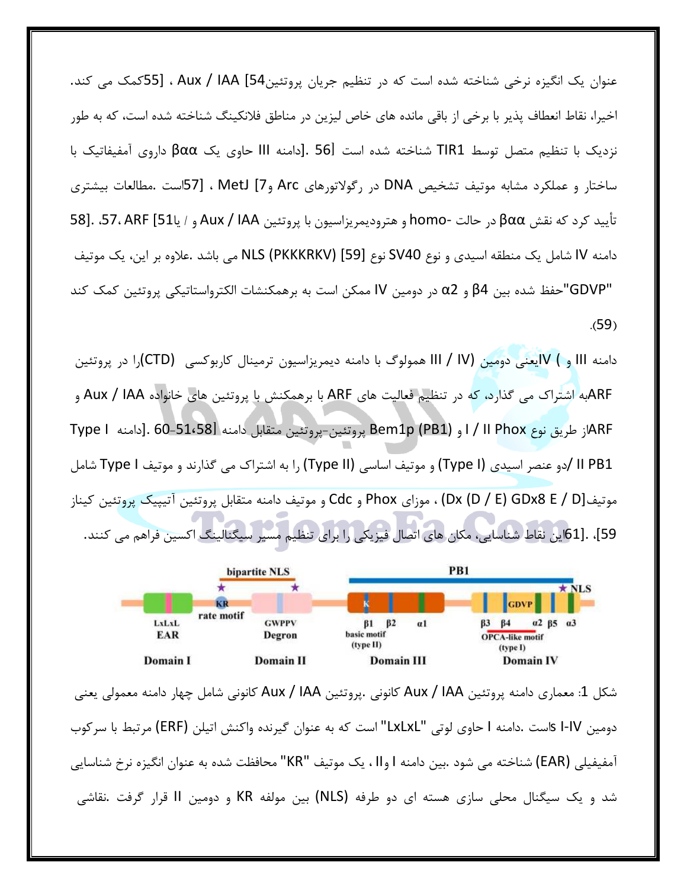عنوان یک انگیزه نرخی شناخته شده است که در تنظیم جریان پروتئین[54] Aux / IAA ، [55]کمک می کند. اخیرا، نقاط انعطاف پذیر با برخی از باقی مانده های خاص لیزین در مناطق فلانکینگ شناخته شده است، که به طور نزدیک با تنظیم متصل توسط TIR1 شناخته شده است [56] .دامنه III حاوی یک βαα داروی آمفیفاتیک با ساختار و عملکرد مشابه موتیف تشخیص DNA در رگولاتورهای Arc و[7] MetJ ، [57]است .مطالعات بیشتری تأیید کرد که نقش βαα در حالت -homo و هترودیمریزاسیون با پروتئین Aux / IAA و / یا[51] ARF ،57، .[58]. دامنه IV شامل یک منطقه اسیدی و نوع SV40 نوع [59] NLS (PKKKRKV) می باشد .علاوه بر این، یک موتیف "GDVP"حفظ شده بین β4 و α2 در دومین IV ممکن است به برهمکنشات الکترواستاتیکی پروتئین کمک کند (59).

دامنه III و IV( یعنی دومین (III / IV) همولوگ با دامنه دیمریزاسیون ترمینال کاربوکسی (CTD)را در پروتئین ARFبه اشتراک می گذارد، که در تنظیم فعالیت های ARF با برهمکنش با پروتئین های خانواده Aux / IAA و ARFاز طریق نوع Phox I / II و Bem1p (PB1) پروتئین-پروتئین متقابل دامنه [58،51-60] .دامنه Type I PB1/ II دو عنصر اسیدی (Type I) و موتیف اساسی (Type II) را به اشتراک می گذارند و موتیف Type I شامل موتیف[Dx (D / E) GDx8 E / D] ، موزای Phox و Cdc و موتیف دامنه متقابل پروتئین آتیپیک پروتئین کیناز [59]، .[61]این نقاط شناسایی، مکان های اتصال فیزیکی را برای تنظیم مسیر سیگنالینگ اکسین فراهم می کنند.

شکل 1: معماری دامنه پروتئین Aux / IAA کانونی .پروتئین Aux / IAA کانونی شامل چهار دامنه معمولی یعنی دومین I-IVsاست .دامنه I حاوی لوتی "LxLxL" است که به عنوان گیرنده واکنش اتیلن (ERF) مرتبط با سرکوب آمفیفیلی (EAR) شناخته می شود .بین دامنه I وII ، یک موتیف "KR" محافظت شده به عنوان انگیزه نرخ شناسایی شد و یک سیگنال محلی سازی هسته ای دو طرفه (NLS) بین مولفه KR و دومین II قرار گرفت .نقاشی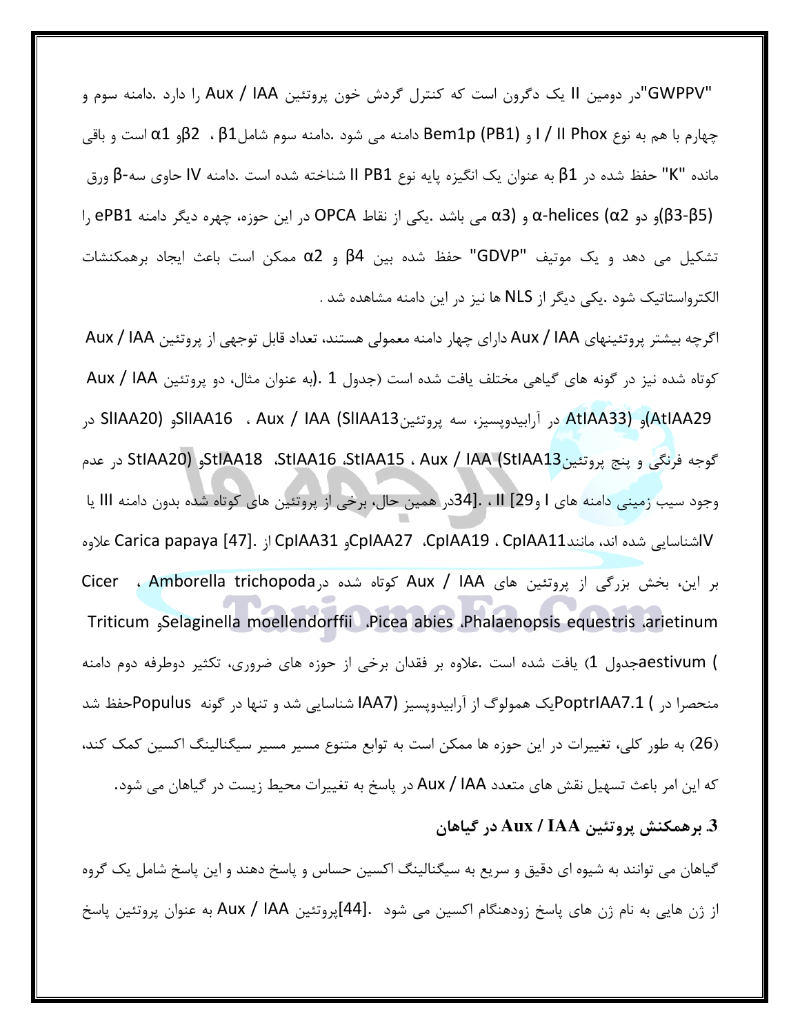"GWPPV"در دومین II یک دگرون است که کنترل گردش خون پروتئین Aux / IAA را دارد .دامنه سوم و چهارم با هم به نوع I / II Phox و Bem1p (PB1) دامنه می شود .دامنه سوم شامل$\beta1$ ، $\beta2$و $\alpha1$ است و باقی مانده "K" حفظ شده در $\beta1$ به عنوان یک انگیزه پایه نوع II PB1 شناخته شده است .دامنه IV حاوی سه-$\beta$ ورق ($\beta3$-$\beta5$)و دو $\alpha$-helices ($\alpha2$ و $\alpha3$) می باشد .یکی از نقاط OPCA در این حوزه، چهره دیگر دامنه ePB1 را تشکیل می دهد و یک موتیف "GDVP" حفظ شده بین $\beta4$ و $\alpha2$ ممکن است باعث ایجاد برهمکنشات الکترواستاتیک شود .یکی دیگر از NLS ها نیز در این دامنه مشاهده شد .

اگرچه بیشتر پروتئینهای Aux / IAA دارای چهار دامنه معمولی هستند، تعداد قابل توجهی از پروتئین Aux / IAA کوتاه شده نیز در گونه های گیاهی مختلف یافت شده است (جدول 1 .(به عنوان مثال، دو پروتئین Aux / IAA (AtIAA29و AtIAA33) در آرابیدوپسیز، سه پروتئینAux / IAA (SlIAA13 ، SlIAA16و SlIAA20) در گوجه فرنگی و پنج پروتئینAux / IAA (StIAA13 ، StIAA15، StIAA16، StIAA18و StIAA20) در عدم وجود سیب زمینی دامنه های I و II ، [29] .[34در همین حال، برخی از پروتئین های کوتاه شده بدون دامنه III یا IVاشناسایی شده اند، مانندCpIAA11 ، CpIAA19، CpIAA27و CpIAA31 از Carica papaya [47]. علاوه بر این، بخش بزرگی از پروتئین های Aux / IAA کوتاه شده درAmborella trichopoda ، Cicer arietinum، Phalaenopsis equestris، Picea abies، Selaginella moellendorffiiو Triticum aestivum (جدول 1) یافت شده است .علاوه بر فقدان برخی از حوزه های ضروری، تکثیر دوطرفه دوم دامنه منحصرا در PoptrIAA7.1 (یک همولوگ از آرابیدوپسیز IAA7) شناسایی شد و تنها در گونه Populusحفظ شد (26) به طور کلی، تغییرات در این حوزه ها ممکن است به توابع متنوع مسیر مسیر سیگنالینگ اکسین کمک کند، که این امر باعث تسهیل نقش های متعدد Aux / IAA در پاسخ به تغییرات محیط زیست در گیاهان می شود.

### 3. برهمکنش پروتئین Aux / IAA در گیاهان

گیاهان می توانند به شیوه ای دقیق و سریع به سیگنالینگ اکسین حساس و پاسخ دهند و این پاسخ شامل یک گروه از ژن هایی به نام ژن های پاسخ زودهنگام اکسین می شود .[44]پروتئین Aux / IAA به عنوان پروتئین پاسخ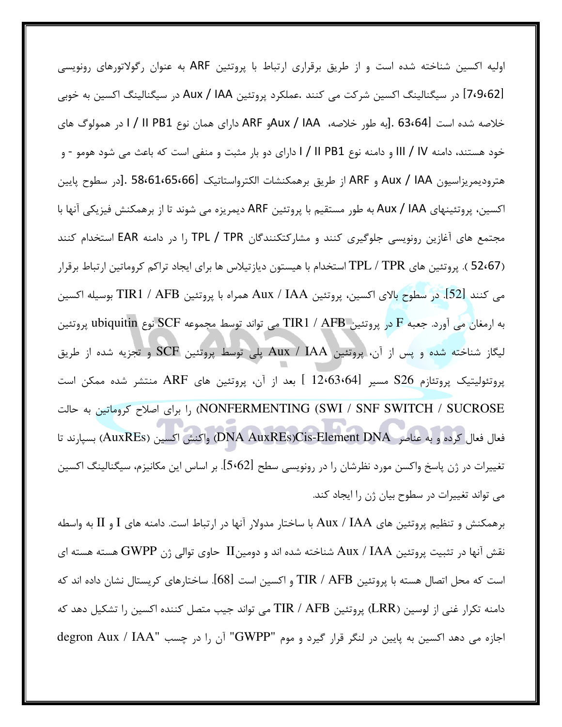اولیه اکسین شناخته شده است و از طریق برقراری ارتباط با پروتئین ARF به عنوان رگولاتورهای رونویسی [7،9،62] در سیگنالینگ اکسین شرکت می کنند .عملکرد پروتئین Aux / IAA در سیگنالینگ اکسین به خوبی خلاصه شده است [63،64] .[به طور خلاصه، Aux / IAAو ARF دارای همان نوع I / II PB1 در همولوگ های خود هستند، دامنه III / IV و دامنه نوع I / II PB1 دارای دو بار مثبت و منفی است که باعث می شود هومو - و هترودیمریزاسیون Aux / IAA و ARF از طریق برهمکنشات الکترواستاتیک [58،61،65،66] .[در سطوح پایین اکسین، پروتئینهای Aux / IAA به طور مستقیم با پروتئین ARF دیمریزه می شوند تا از برهمکنش فیزیکی آنها با مجتمع های آغازین رونویسی جلوگیری کنند و مشارکتکنندگان TPL / TPR را در دامنه EAR استخدام کنند (52،67 ). پروتئین های TPL / TPR استخدام با هیستون دیازتیلاس ها برای ایجاد تراکم کروماتین ارتباط برقرار می کنند [52]. در سطوح بالای اکسین، پروتئین Aux / IAA همراه با پروتئین TIR1 / AFB بوسیله اکسین به ارمغان می آورد. جعبه F در پروتئین TIR1 / AFB می تواند توسط مجموعه SCF نوع ubiquitin پروتئین لیگاز شناخته شده و پس از آن، پروتئین Aux / IAA پلی توسط پروتئین SCF و تجزیه شده از طریق پروتئولیتیک پروتئازم S26 مسیر [12،63،64 ] بعد از آن، پروتئین های ARF منتشر شده ممکن است (NONFERMENTING (SWI / SNF SWITCH / SUCROSE را برای اصلاح کروماتین به حالت فعال فعال کرده و به عناصر DNA AuxREs)Cis-Element DNA) واکنش اکسین (AuxREs) بسپارند تا تغییرات در ژن پاسخ واکسن مورد نظرشان را در رونویسی سطح [5،62]. بر اساس این مکانیزم، سیگنالینگ اکسین می تواند تغییرات در سطوح بیان ژن را ایجاد کند.

برهمکنش و تنظیم پروتئین های Aux / IAA با ساختار مدولار آنها در ارتباط است. دامنه های I و II به واسطه نقش آنها در تثبیت پروتئین Aux / IAA شناخته شده اند و دومینII حاوی توالی ژن GWPP هسته هسته ای است که محل اتصال هسته با پروتئین TIR / AFB و اکسین است [68]. ساختارهای کریستال نشان داده اند که دامنه تکرار غنی از لوسین (LRR) پروتئین TIR / AFB می تواند جیب متصل کننده اکسین را تشکیل دهد که اجازه می دهد اکسین به پایین در لنگر قرار گیرد و موم "GWPP" آن را در چسب "degron Aux / IAA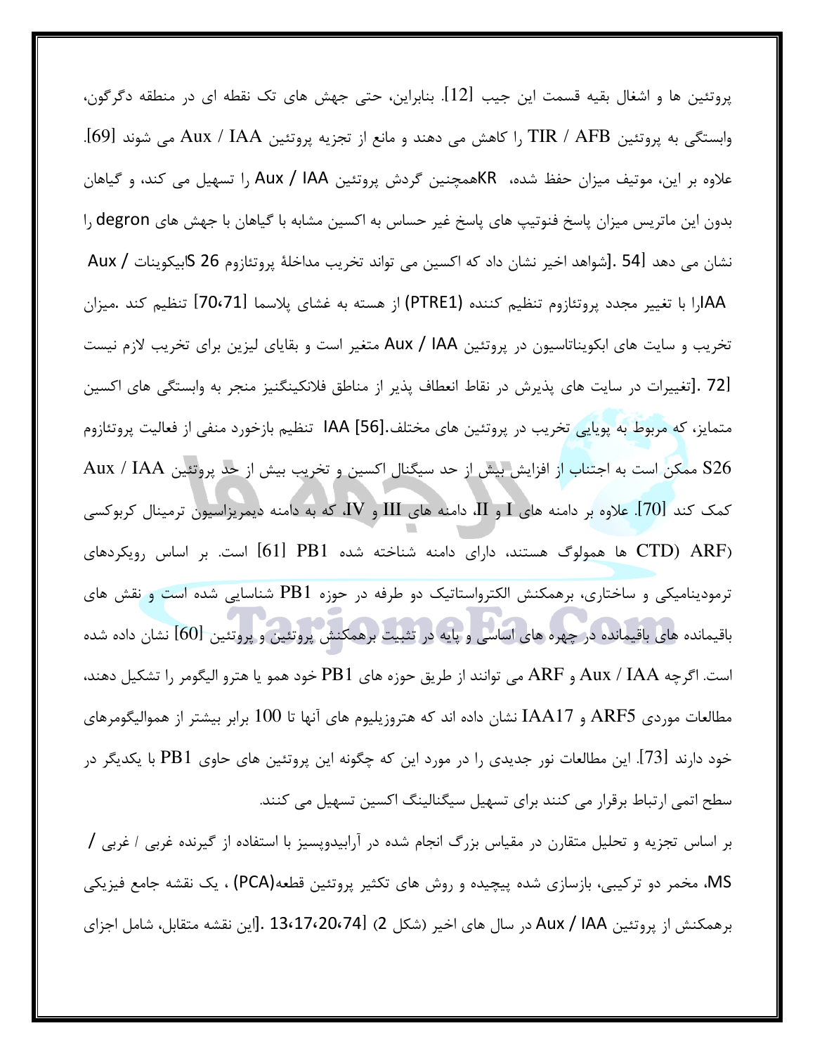پروتئین ها و اشغال بقیه قسمت این جیب [12]. بنابراین، حتی جهش های تک نقطه ای در منطقه دگرگون، وابستگی به پروتئین TIR / AFB را کاهش می دهند و مانع از تجزیه پروتئین Aux / IAA می شوند [69]. علاوه بر این، موتیف میزان حفظ شده، KRهمچنین گردش پروتئین Aux / IAA را تسهیل می کند، و گیاهان بدون این ماتریس میزان پاسخ فنوتیپ های پاسخ غیر حساس به اکسین مشابه با گیاهان با جهش های degron را نشان می دهد [54 .]شواهد اخیر نشان داد که اکسین می تواند تخریب مداخلهٔ پروتئازوم 26 Sابیکوینات Aux / IAAرا با تغییر مجدد پروتئازوم تنظیم کننده (PTRE1) از هسته به غشای پلاسما [70،71] تنظیم کند .میزان تخریب و سایت های ابکویناتاسیون در پروتئین Aux / IAA متغیر است و بقایای لیزین برای تخریب لازم نیست [72 .]تغییرات در سایت های پذیرش در نقاط انعطاف پذیر از مناطق فلانکینگنیز منجر به وابستگی های اکسین متمایز، که مربوط به پویایی تخریب در پروتئین های مختلف.[56] IAA تنظیم بازخورد منفی از فعالیت پروتئازوم S26 ممکن است به اجتناب از افزایش بیش از حد سیگنال اکسین و تخریب بیش از حد پروتئین Aux / IAA کمک کند [70]. علاوه بر دامنه های I و II، دامنه های III و IV، که به دامنه دیمریزاسیون ترمینال کربوکسی (CTD) ARF) ها همولوگ هستند، دارای دامنه شناخته شده PB1 [61] است. بر اساس رویکردهای ترمودینامیکی و ساختاری، برهمکنش الکترواستاتیک دو طرفه در حوزه PB1 شناسایی شده است و نقش های باقیمانده های باقیمانده در چهره های اساسی و پایه در تثبیت برهمکنش پروتئین و پروتئین [60] نشان داده شده است. اگرچه Aux / IAA و ARF می توانند از طریق حوزه های PB1 خود همو یا هترو الیگومر را تشکیل دهند، مطالعات موردی ARF5 و IAA17 نشان داده اند که هتروزیلیوم های آنها تا 100 برابر بیشتر از هموالیگومرهای خود دارند [73]. این مطالعات نور جدیدی را در مورد این که چگونه این پروتئین های حاوی PB1 با یکدیگر در سطح اتمی ارتباط برقرار می کنند برای تسهیل سیگنالینگ اکسین تسهیل می کنند.

بر اساس تجزیه و تحلیل متقارن در مقیاس بزرگ انجام شده در آرابیدوپسیز با استفاده از گیرنده غربی / غربی / MS، مخمر دو ترکیبی، بازسازی شده پیچیده و روش های تکثیر پروتئین قطعه(PCA) ، یک نقشه جامع فیزیکی برهمکنش از پروتئین Aux / IAA در سال های اخیر (شکل 2) [13،17،20،74 .]این نقشه متقابل، شامل اجزای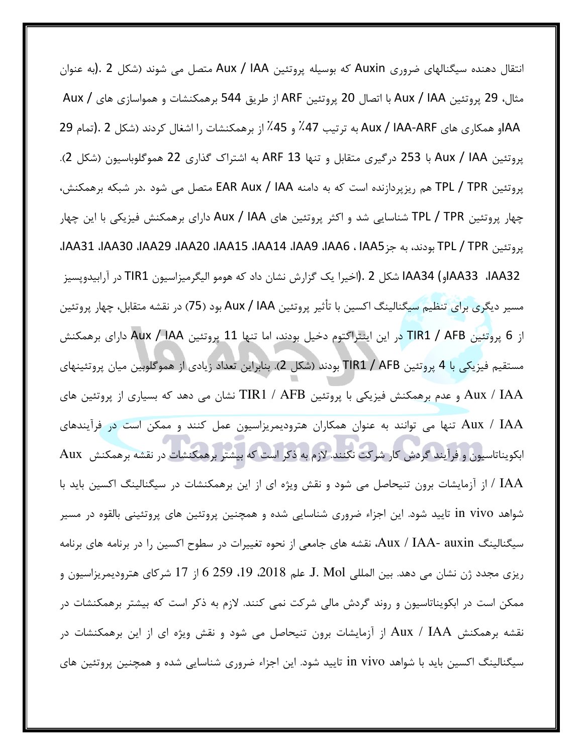انتقال دهنده سیگنالهای ضروری Auxin که بوسیله پروتئین Aux / IAA متصل می شوند (شکل 2 .(به عنوان مثال، 29 پروتئین Aux / IAA با اتصال 20 پروتئین ARF از طریق 544 برهمکنشات و همواسازی های Aux / IAAو همکاری های Aux / IAA-ARF به ترتیب 47٪ و 45٪ از برهمکنشات را اشغال کردند (شکل 2 .(تمام 29 پروتئین Aux / IAA با 253 درگیری متقابل و تنها 13 ARF به اشتراک گذاری 22 هموگلوباسیون (شکل 2). پروتئین TPL / TPR هم ریزپردازنده است که به دامنه EAR Aux / IAA متصل می شود .در شبکه برهمکنش، چهار پروتئین TPL / TPR شناسایی شد و اکثر پروتئین های Aux / IAA دارای برهمکنش فیزیکی با این چهار پروتئین TPL / TPR بودند، به جزIAA5 ، IAA6، IAA9، IAA14، IAA15، IAA20، IAA29، IAA30، IAA31، IAA32، IAA33و IAA34) شکل 2 .(اخیرا یک گزارش نشان داد که هومو الیگرمیزاسیون TIR1 در آرابیدوپسیز مسیر دیگری برای تنظیم سیگنالینگ اکسین با تأثیر پروتئین Aux / IAA بود (75) در نقشه متقابل، چهار پروتئین از 6 پروتئین TIR1 / AFB در این اینتراکتوم دخیل بودند، اما تنها 11 پروتئین Aux / IAA دارای برهمکنش مستقیم فیزیکی با 4 پروتئین TIR1 / AFB بودند (شکل 2). بنابراین تعداد زیادی از هموگلوبین میان پروتئینهای Aux / IAA و عدم برهمکنش فیزیکی با پروتئین TIR1 / AFB نشان می دهد که بسیاری از پروتئین های Aux / IAA تنها می توانند به عنوان همکاران هترودیمریزاسیون عمل کنند و ممکن است در فرآیندهای ابکویناتاسیون و فرآیند گردش کار شرکت نکنند. لازم به ذکر است که بیشتر برهمکنشات در نقشه برهمکنش Aux / IAA از آزمایشات برون تنیحاصل می شود و نقش ویژه ای از این برهمکنشات در سیگنالینگ اکسین باید با شواهد in vivo تایید شود. این اجزاء ضروری شناسایی شده و همچنین پروتئین های پروتئینی بالقوه در مسیر سیگنالینگ Aux / IAA- auxin، نقشه های جامعی از نحوه تغییرات در سطوح اکسین را در برنامه های برنامه ریزی مجدد ژن نشان می دهد. بین المللی J. Mol علم 2018، 19، 259 6 از 17 شرکای هترودیمریزاسیون و ممکن است در ابکویناتاسیون و روند گردش مالی شرکت نمی کنند. لازم به ذکر است که بیشتر برهمکنشات در نقشه برهمکنش Aux / IAA از آزمایشات برون تنیحاصل می شود و نقش ویژه ای از این برهمکنشات در سیگنالینگ اکسین باید با شواهد in vivo تایید شود. این اجزاء ضروری شناسایی شده و همچنین پروتئین های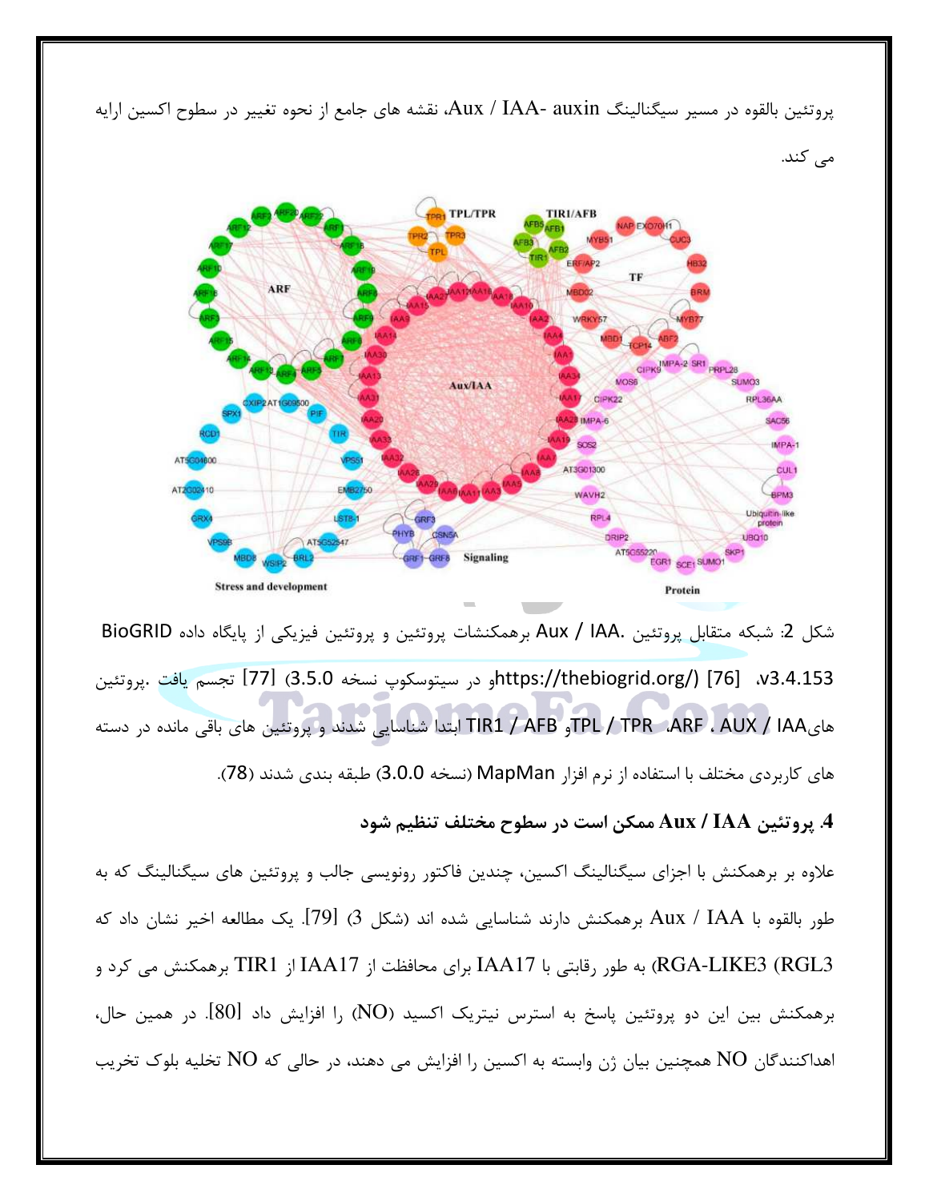پروتئین بالقوه در مسیر سیگنالینگ Aux / IAA- auxin، نقشه های جامع از نحوه تغییر در سطوح اکسین ارایه می کند.

شکل 2: شبکه متقابل پروتئین .Aux / IAA برهمکنشات پروتئین و پروتئین فیزیکی از پایگاه داده BioGRID v3.4.153، [76] (/https://thebiogrid.org)و در سیتوسکوپ نسخه 3.5.0) [77] تجسم یافت .پروتئین هایAUX / IAA ، ARF، TPL / TPRو TIR1 / AFB ابتدا شناسایی شدند و پروتئین های باقی مانده در دسته های کاربردی مختلف با استفاده از نرم افزار MapMan (نسخه 3.0.0) طبقه بندی شدند (78).

## 4. پروتئین Aux / IAA ممکن است در سطوح مختلف تنظیم شود

علاوه بر برهمکنش با اجزای سیگنالینگ اکسین، چندین فاکتور رونویسی جالب و پروتئین های سیگنالینگ که به طور بالقوه با Aux / IAA برهمکنش دارند شناسایی شده اند (شکل 3) [79]. یک مطالعه اخیر نشان داد که RGA-LIKE3 (RGL3) به طور رقابتی با IAA17 برای محافظت از IAA17 از TIR1 برهمکنش می کرد و برهمکنش بین این دو پروتئین پاسخ به استرس نیتریک اکسید (NO) را افزایش داد [80]. در همین حال، اهداکنندگان NO همچنین بیان ژن وابسته به اکسین را افزایش می دهند، در حالی که NO تخلیه بلوک تخریب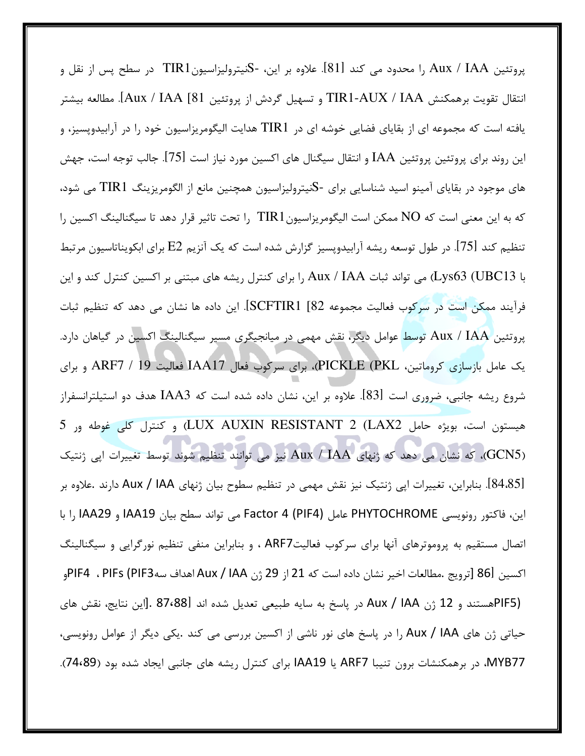پروتئین Aux / IAA را محدود می کند [81]. علاوه بر این، -SنیترولیزاسیونTIR1 در سطح پس از نقل و انتقال تقویت برهمکنش TIR1-AUX / IAA و تسهیل گردش از پروتئین Aux / IAA [81]. مطالعه بیشتر یافته است که مجموعه ای از بقایای فضایی خوشه ای در TIR1 هدایت الیگومریزاسیون خود را در آرابیدوپسیز، و این روند برای پروتئین پروتئین IAA و انتقال سیگنال های اکسین مورد نیاز است [75]. جالب توجه است، جهش های موجود در بقایای آمینو اسید شناسایی برای -Sنیترولیزاسیون همچنین مانع از الگومریزینگ TIR1 می شود، که به این معنی است که NO ممکن است الیگومریزاسیونTIR1 را تحت تاثیر قرار دهد تا سیگنالینگ اکسین را تنظیم کند [75]. در طول توسعه ریشه آرابیدوپسیز گزارش شده است که یک آنزیم E2 برای ابکویناتاسیون مرتبط با Lys63 (UBC13) می تواند ثبات Aux / IAA را برای کنترل ریشه های مبتنی بر اکسین کنترل کند و این فرآیند ممکن است در سرکوب فعالیت مجموعه SCFTIR1 [82]. این داده ها نشان می دهد که تنظیم ثبات پروتئین Aux / IAA توسط عوامل دیگر، نقش مهمی در میانجیگری مسیر سیگنالینگ اکسین در گیاهان دارد. یک عامل بازسازی کروماتین، PICKLE (PKL)، برای سرکوب فعال IAA17 فعالیت ARF7 / 19 و برای شروع ریشه جانبی، ضروری است [83]. علاوه بر این، نشان داده شده است که IAA3 هدف دو استیلترانسفراز هیستون است، بویژه حامل LUX AUXIN RESISTANT 2 (LAX2) و کنترل کلی غوطه ور 5 (GCN5)، که نشان می دهد که ژنهای Aux / IAA نیز می توانند تنظیم شوند توسط تغییرات اپی ژنتیک [84،85]. بنابراین، تغییرات اپی ژنتیک نیز نقش مهمی در تنظیم سطوح بیان ژنهای Aux / IAA دارند .علاوه بر این، فاکتور رونویسی PHYTOCHROME عامل Factor 4 (PIF4) می تواند سطح بیان IAA19 و IAA29 را با اتصال مستقیم به پروموترهای آنها برای سرکوب فعالیتARF7 ، و بنابراین منفی تنظیم نورگرایی و سیگنالینگ اکسین [86 [ترویج .مطالعات اخیر نشان داده است که 21 از 29 ژن Aux / IAA اهداف سهPIF3) PIFs ، PIF4و PIF5)هستند و 12 ژن Aux / IAA در پاسخ به سایه طبیعی تعدیل شده اند [87،88] .این نتایج، نقش های حیاتی ژن های Aux / IAA را در پاسخ های نور ناشی از اکسین بررسی می کند .یکی دیگر از عوامل رونویسی، MYB77، در برهمکنشات برون تنیبا ARF7 یا IAA19 برای کنترل ریشه های جانبی ایجاد شده بود (74،89).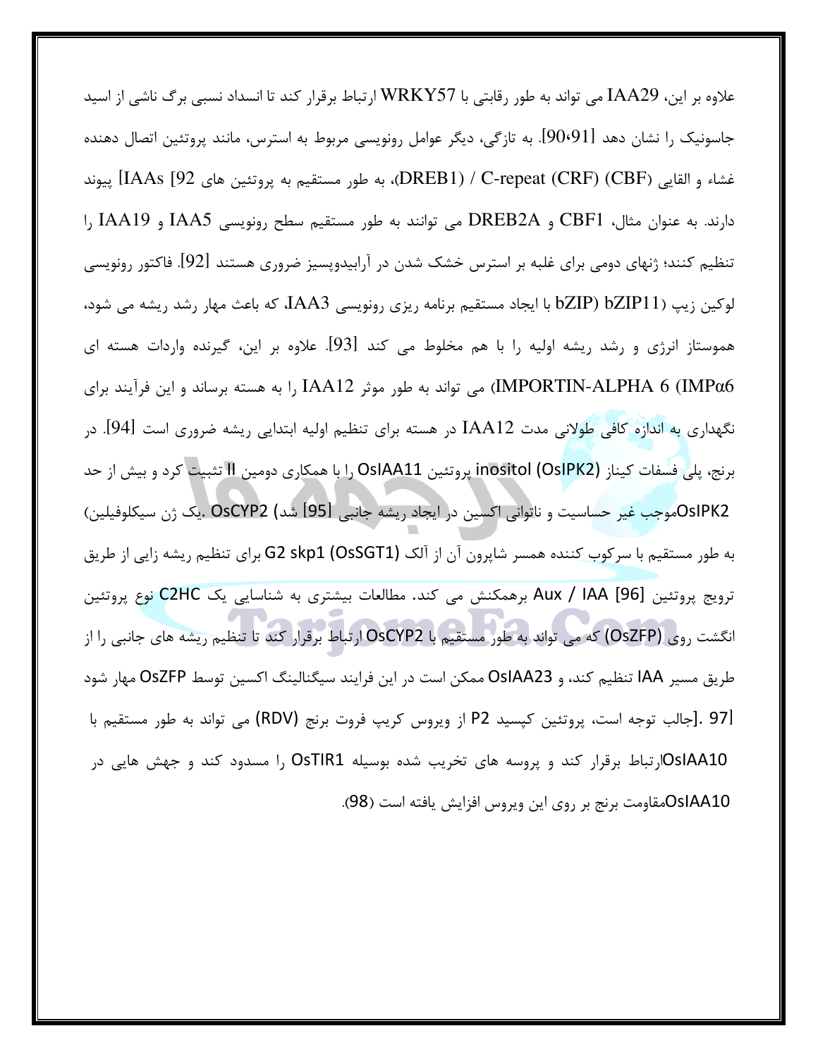علاوه بر این، IAA29 می تواند به طور رقابتی با WRKY57 ارتباط برقرار کند تا انسداد نسبی برگ ناشی از اسید جاسونیک را نشان دهد [90،91]. به تازگی، دیگر عوامل رونویسی مربوط به استرس، مانند پروتئین اتصال دهنده غشاء و القایی (CBF) (CRF) C-repeat / (DREB1)، به طور مستقیم به پروتئین های IAAs [92] پیوند دارند. به عنوان مثال، CBF1 و DREB2A می توانند به طور مستقیم سطح رونویسی IAA5 و IAA19 را تنظیم کنند؛ ژنهای دومی برای غلبه بر استرس خشک شدن در آرابیدوپسیز ضروری هستند [92]. فاکتور رونویسی لوکین زیپ (bZIP) bZIP11) با ایجاد مستقیم برنامه ریزی رونویسی IAA3، که باعث مهار رشد ریشه می شود، هموستاز انرژی و رشد ریشه اولیه را با هم مخلوط می کند [93]. علاوه بر این، گیرنده واردات هسته ای IMPORTIN-ALPHA 6 (IMPα6) می تواند به طور موثر IAA12 را به هسته برساند و این فرآیند برای نگهداری به اندازه کافی طولانی مدت IAA12 در هسته برای تنظیم اولیه ابتدایی ریشه ضروری است [94]. در برنج، پلی فسفات کیناز inositol (OsIPK2) پروتئین OsIAA11 را با همکاری دومین II تثبیت کرد و بیش از حد OsIPK2موجب غیر حساسیت و ناتوانی اکسین در ایجاد ریشه جانبی [95] شد) OsCYP2 .یک ژن سیکلوفیلین) به طور مستقیم با سرکوب کننده همسر شاپرون آن از آلک G2 skp1 (OsSGT1) برای تنظیم ریشه زایی از طریق ترویج پروتئین [96] Aux / IAA برهمکنش می کند. مطالعات بیشتری به شناسایی یک C2HC نوع پروتئین انگشت روی (OsZFP) که می تواند به طور مستقیم با OsCYP2 ارتباط برقرار کند تا تنظیم ریشه های جانبی را از طریق مسیر IAA تنظیم کند، و OsIAA23 ممکن است در این فرایند سیگنالینگ اکسین توسط OsZFP مهار شود [97 .]جالب توجه است، پروتئین کپسید P2 از ویروس کریپ فروت برنج (RDV) می تواند به طور مستقیم با OsIAA10ارتباط برقرار کند و پروسه های تخریب شده بوسیله OsTIR1 را مسدود کند و جهش هایی در OsIAA10مقاومت برنج بر روی این ویروس افزایش یافته است (98).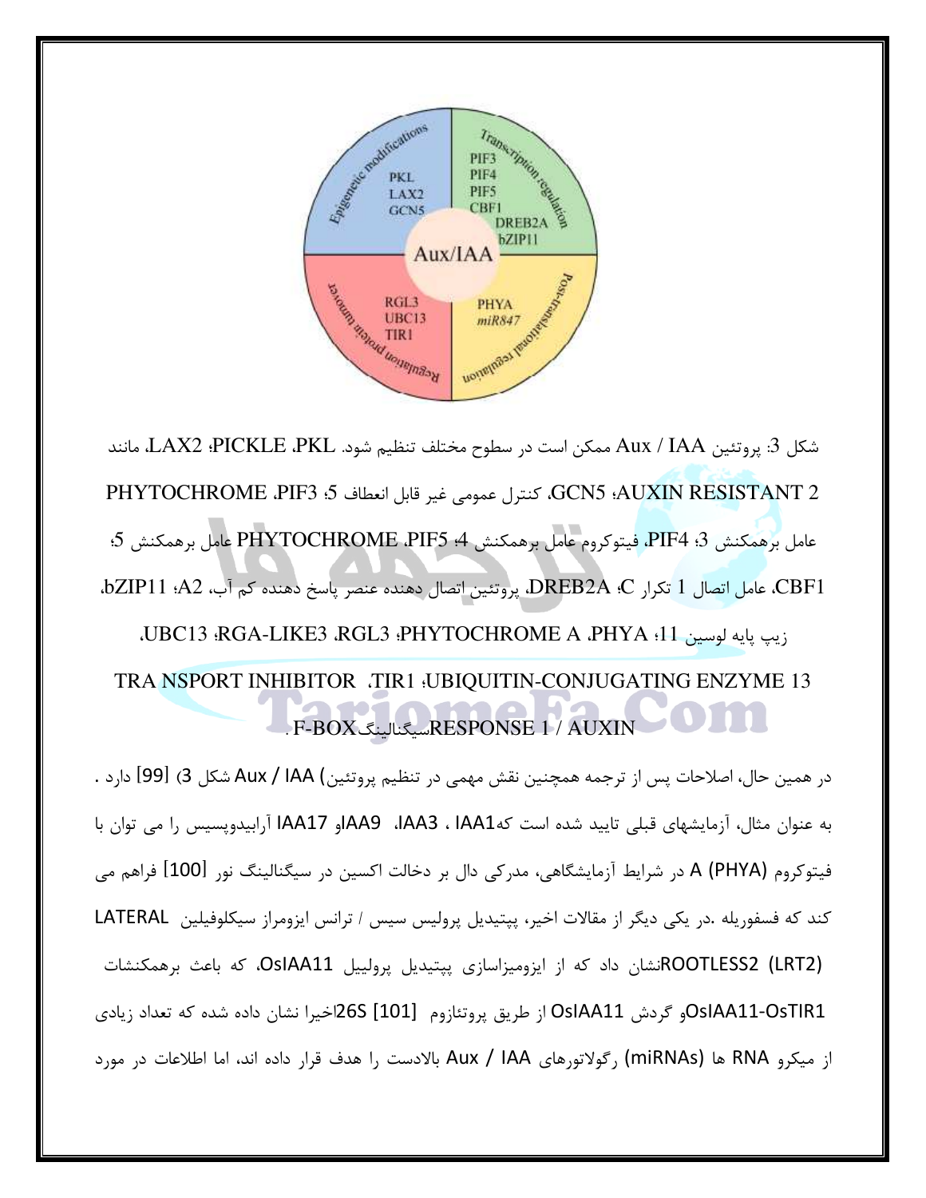شکل 3: پروتئین Aux / IAA ممکن است در سطوح مختلف تنظیم شود. PKL، PICKLE؛ LAX2، مانند AUXIN RESISTANT 2؛ GCN5، کنترل عمومی غیر قابل انعطاف 5؛ PIF3، PHYTOCHROME عامل برهمکنش 3؛ PIF4، فیتوکروم عامل برهمکنش 4؛ PIF5، PHYTOCHROME عامل برهمکنش 5؛ CBF1، عامل اتصال 1 تکرار C؛ DREB2A، پروتئین اتصال دهنده عنصر پاسخ دهنده کم آب، A2؛ bZIP11، زیپ پایه لوسین 11؛ PHYA، PHYTOCHROME A؛ RGL3، RGA-LIKE3؛ UBC13، UBIQUITIN-CONJUGATING ENZYME 13؛ TIR1، TRA NSPORT INHIBITOR RESPONSE 1 / AUXIN سیگنالینگ F-BOX .

در همین حال، اصلاحات پس از ترجمه همچنین نقش مهمی در تنظیم پروتئین) Aux / IAA شکل 3) [99] دارد . به عنوان مثال، آزمایشهای قبلی تایید شده است که IAA1 ، IAA3، IAA9 و IAA17 آرابیدوپسیس را می توان با فیتوکروم A (PHYA) در شرایط آزمایشگاهی، مدرکی دال بر دخالت اکسین در سیگنالینگ نور [100] فراهم می کند که فسفوریله .در یکی دیگر از مقالات اخیر، پپتیدیل پرولیس سیس / ترانس ایزومراز سیکلوفیلین LATERAL ROOTLESS2 (LRT2) نشان داد که از ایزومیزاسازی پپتیدیل پرولییل OsIAA11، که باعث برهمکنشات OsIAA11-OsTIR1 و گردش OsIAA11 از طریق پروتئازوم 26S [101] اخیرا نشان داده شده که تعداد زیادی از میکرو RNA ها (miRNAs) رگولاتورهای Aux / IAA بالادست را هدف قرار داده اند، اما اطلاعات در مورد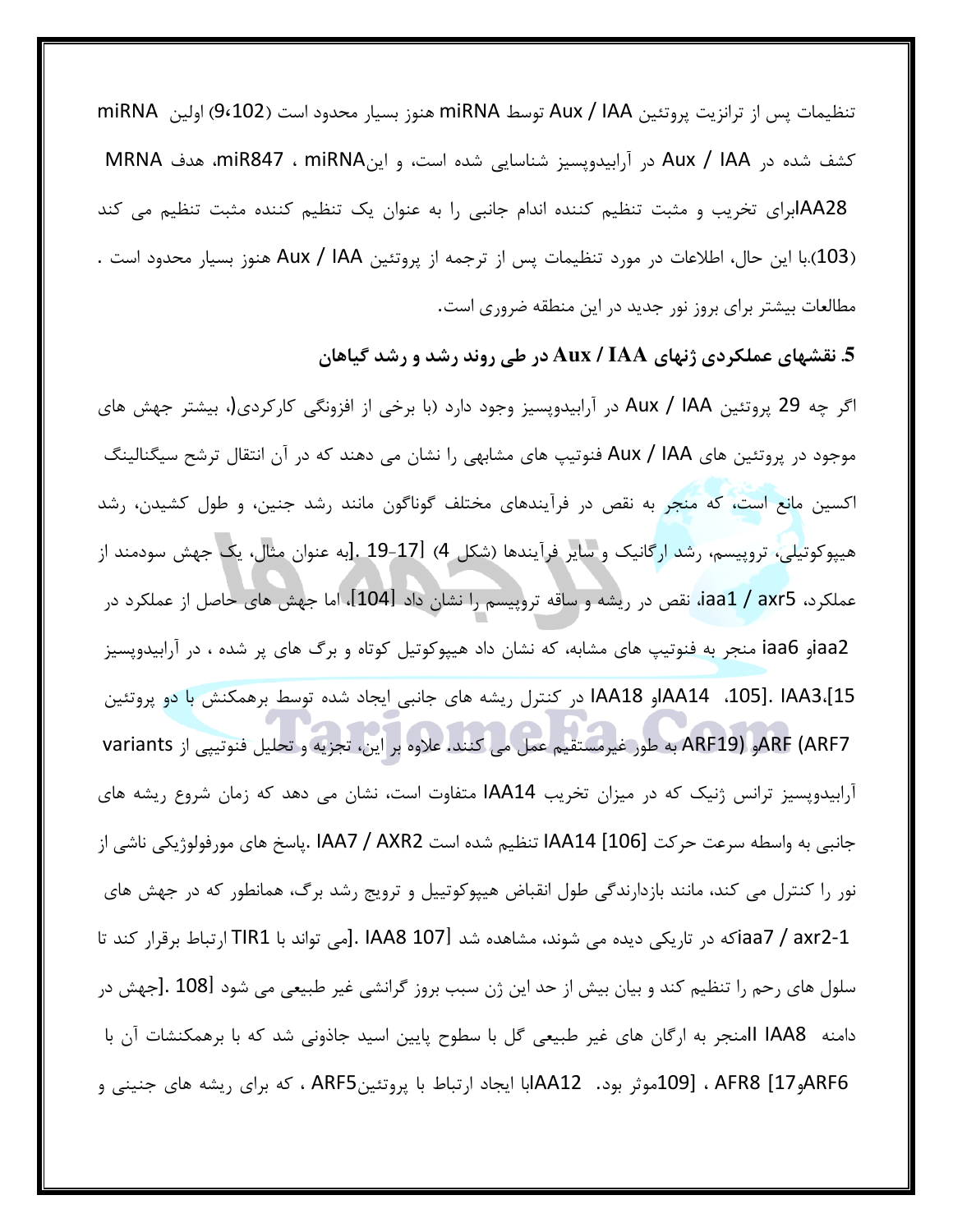تنظیمات پس از ترانزیت پروتئین Aux / IAA توسط miRNA هنوز بسیار محدود است (9،102) اولین miRNA کشف شده در Aux / IAA در آرابیدوپسیز شناسایی شده است، و اینmiRNA ، miR847، هدف MRNA IAA28برای تخریب و مثبت تنظیم کننده اندام جانبی را به عنوان یک تنظیم کننده مثبت تنظیم می کند (103).با این حال، اطلاعات در مورد تنظیمات پس از ترجمه از پروتئین Aux / IAA هنوز بسیار محدود است . مطالعات بیشتر برای بروز نور جدید در این منطقه ضروری است.

## 5. نقشهای عملکردی ژنهای Aux / IAA در طی روند رشد و رشد گیاهان

اگر چه 29 پروتئین Aux / IAA در آرابیدوپسیز وجود دارد (با برخی از افزونگی کارکردی(، بیشتر جهش های موجود در پروتئین های Aux / IAA فنوتیپ های مشابهی را نشان می دهند که در آن انتقال ترشح سیگنالینگ اکسین مانع است، که منجر به نقص در فرآیندهای مختلف گوناگون مانند رشد جنین، و طول کشیدن، رشد هیپوکوتیلی، تروپیسم، رشد ارگانیک و سایر فرآیندها (شکل 4) [17-19 .[به عنوان مثال، یک جهش سودمند از عملکرد، iaa1 / axr5، نقص در ریشه و ساقه تروپیسم را نشان داد [104]، اما جهش های حاصل از عملکرد در iaa2و iaa6 منجر به فنوتیپ های مشابه، که نشان داد هیپوکوتیل کوتاه و برگ های پر شده ، در آرابیدوپسیز [15،105]. IAA3، IAA14و IAA18 در کنترل ریشه های جانبی ایجاد شده توسط برهمکنش با دو پروتئین ARF (ARF7و ARF19) به طور غیرمستقیم عمل می کنند. علاوه بر این، تجزیه و تحلیل فنوتیپی از variants آرابیدوپسیز ترانس ژنیک که در میزان تخریب IAA14 متفاوت است، نشان می دهد که زمان شروع ریشه های جانبی به واسطه سرعت حرکت IAA14 [106] تنظیم شده است IAA7 / AXR2 .پاسخ های مورفولوژیکی ناشی از نور را کنترل می کند، مانند بازدارندگی طول انقباض هیپوکوتییل و ترویج رشد برگ، همانطور که در جهش های iaa7 / axr2-1که در تاریکی دیده می شوند، مشاهده شد [107 IAA8 .[می تواند با TIR1 ارتباط برقرار کند تا سلول های رحم را تنظیم کند و بیان بیش از حد این ژن سبب بروز گرانشی غیر طبیعی می شود [108 .[جهش در دامنه IAA8 IIمنجر به ارگان های غیر طبیعی گل با سطوح پایین اسید جاذونی شد که با برهمکنشات آن با ARF6و17] ARF8 ، [109موثر بود. IAA12با ایجاد ارتباط با پروتئینARF5 ، که برای ریشه های جنینی و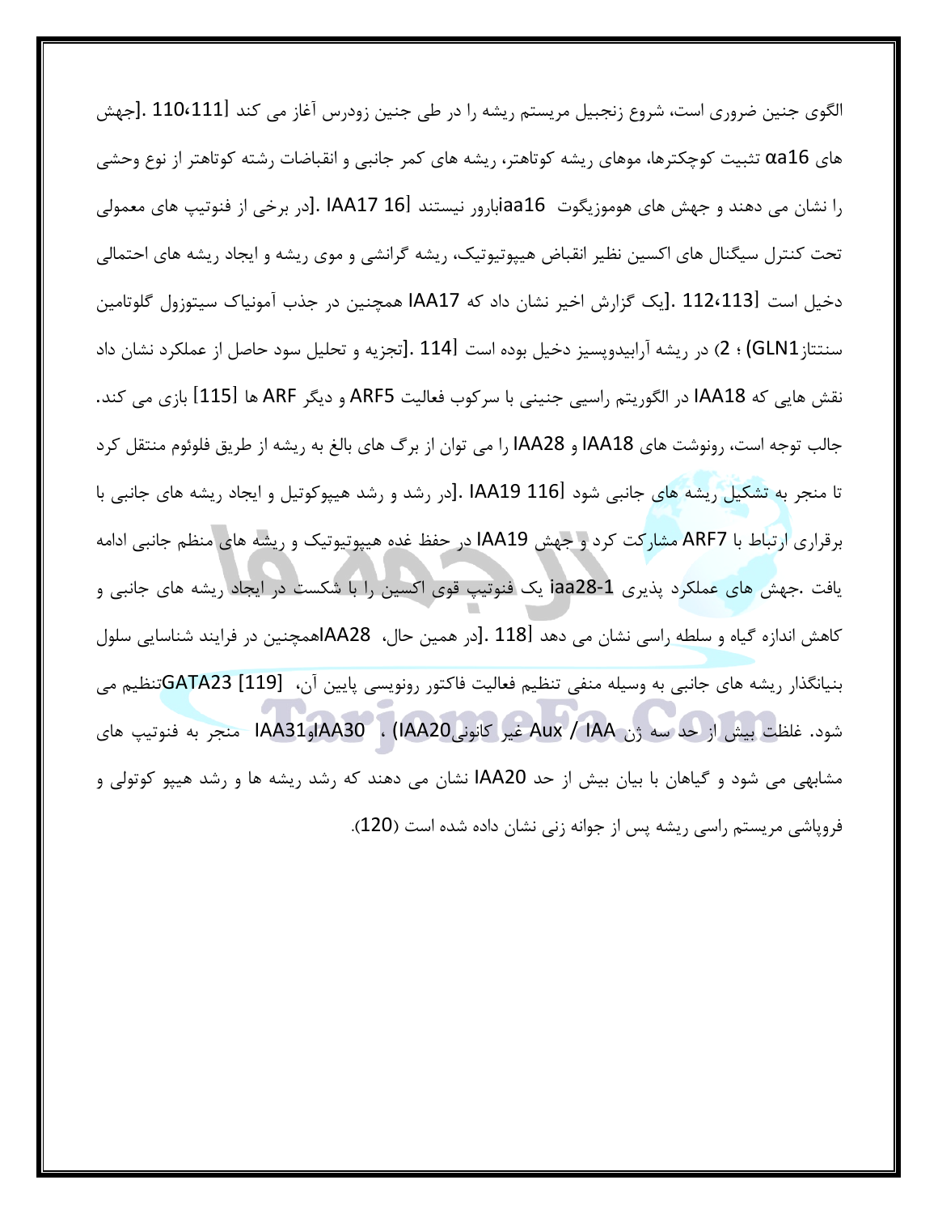الگوی جنین ضروری است، شروع زنجبیل مریستم ریشه را در طی جنین زودرس آغاز می کند [110،111]. جهش های α16a تثبیت کوچکترها، موهای ریشه کوتاهتر، ریشه های کمر جانبی و انقباضات رشته کوتاهتر از نوع وحشی را نشان می دهند و جهش های هوموزیگوت iaa16بارور نیستند [16]. IAA17 در برخی از فنوتیپ های معمولی تحت کنترل سیگنال های اکسین نظیر انقباض هیپوتیوتیک، ریشه گرانشی و موی ریشه و ایجاد ریشه های احتمالی دخیل است [112،113]. یک گزارش اخیر نشان داد که IAA17 همچنین در جذب آمونیاک سیتوزول گلوتامین سنتتاز(GLN1 ؛ 2) در ریشه آرابیدوپسیز دخیل بوده است [114]. تجزیه و تحلیل سود حاصل از عملکرد نشان داد نقش هایی که IAA18 در الگوریتم راسی جنینی با سرکوب فعالیت ARF5 و دیگر ARF ها [115] بازی می کند. جالب توجه است، رونوشت های IAA18 و IAA28 را می توان از برگ های بالغ به ریشه از طریق فلوئم منتقل کرد تا منجر به تشکیل ریشه های جانبی شود [116]. IAA19 در رشد و رشد هیپوکوتیل و ایجاد ریشه های جانبی با برقراری ارتباط با ARF7 مشارکت کرد و جهش IAA19 در حفظ غده هیپوتیوتیک و ریشه های منظم جانبی ادامه یافت. جهش های عملکرد پذیری iaa28-1 یک فنوتیپ قوی اکسین را با شکست در ایجاد ریشه های جانبی و کاهش اندازه گیاه و سلطه راسی نشان می دهد [118]. در همین حال، IAA28همچنین در فرایند شناسایی سلول بنیانگذار ریشه های جانبی به وسیله منفی تنظیم فعالیت فاکتور رونویسی پایین آن، GATA23 [119] تنظیم می شود. غلظت بیش از حد سه ژن Aux / IAA غیر کانونی(IAA20 ، IAA30وIAA31 منجر به فنوتیپ های مشابهی می شود و گیاهان با بیان بیش از حد IAA20 نشان می دهند که رشد ریشه ها و رشد هیپو کوتولی و فروپاشی مریستم راسی ریشه پس از جوانه زنی نشان داده شده است (120).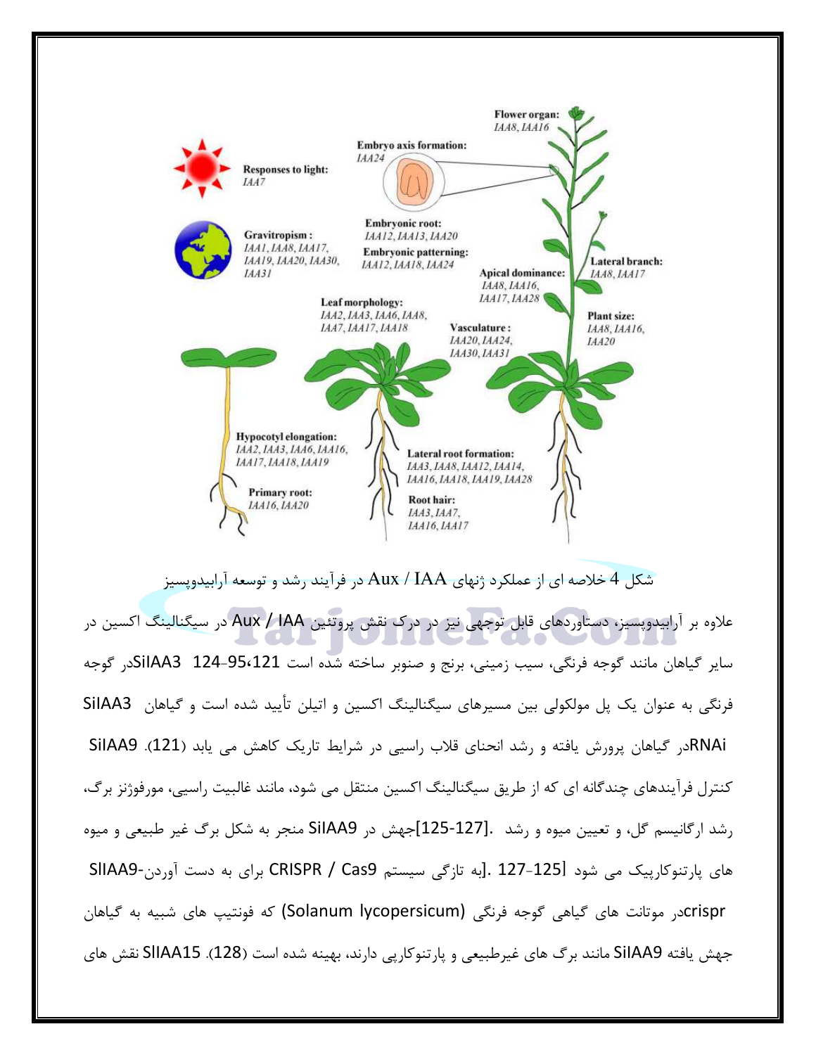شکل 4 خلاصه ای از عملکرد ژنهای Aux / IAA در فرآیند رشد و توسعه آرابیدوپسیز

علاوه بر آرابیدوپسیز، دستاوردهای قابل توجهی نیز در درک نقش پروتئین Aux / IAA در سیگنالینگ اکسین در سایر گیاهان مانند گوجه فرنگی، سیب زمینی، برنج و صنوبر ساخته شده است 121،95-124 SlIAA3در گوجه فرنگی به عنوان یک پل مولکولی بین مسیرهای سیگنالینگ اکسین و اتیلن تأیید شده است و گیاهان SlIAA3 RNAiدر گیاهان پرورش یافته و رشد انحنای قلاب راسیی در شرایط تاریک کاهش می یابد (121). SlIAA9 کنترل فرآیندهای چندگانه ای که از طریق سیگنالینگ اکسین منتقل می شود، مانند غالبیت راسیی، مورفوژنز برگ، رشد ارگانیسم گل، و تعیین میوه و رشد .[125-127]جهش در SlIAA9 منجر به شکل برگ غیر طبیعی و میوه های پارتنوکارپیک می شود [125-127 .[به تازگی سیستم CRISPR / Cas9 برای به دست آوردن-SlIAA9 crisprدر موتانت های گیاهی گوجه فرنگی (Solanum lycopersicum) که فنوتیپ های شبیه به گیاهان جهش یافته SlIAA9 مانند برگ های غیرطبیعی و پارتنوکارپی دارند، بهینه شده است (128). SlIAA15 نقش های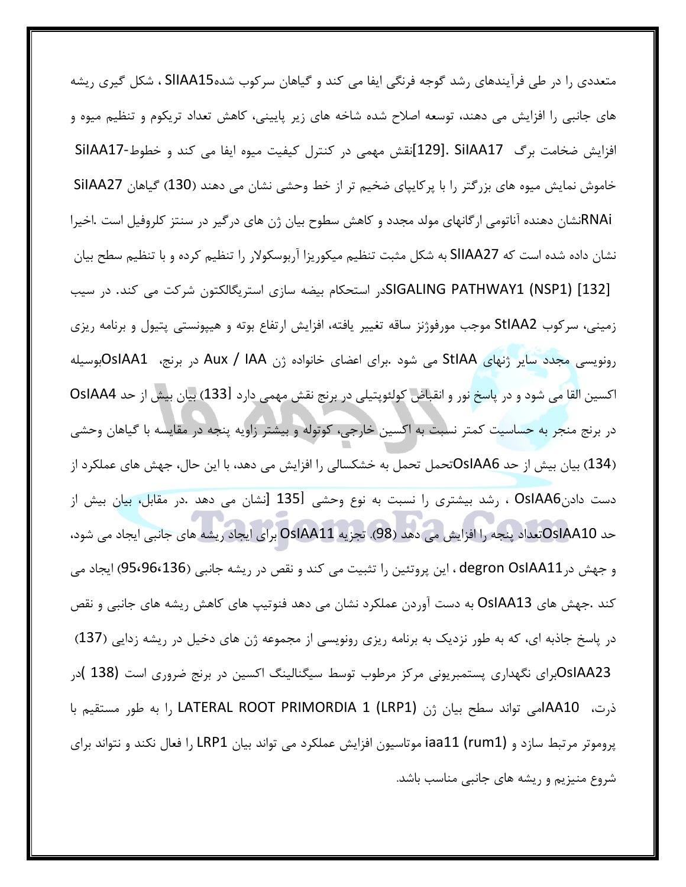متعددی را در طی فرآیندهای رشد گوجه فرنگی ایفا می کند و گیاهان سرکوب شدهSlIAA15 ، شکل گیری ریشه های جانبی را افزایش می دهند، توسعه اصلاح شده شاخه های زیر پایینی، کاهش تعداد تریکوم و تنظیم میوه و افزایش ضخامت برگ [129]. SlIAA17 نقش مهمی در کنترل کیفیت میوه ایفا می کند و خطوط-SlIAA17 خاموش نمایش میوه های بزرگتر را با پرکایپای ضخیم تر از خط وحشی نشان می دهند (130) گیاهان SlIAA27 RNAi نشان دهنده آناتومی ارگانهای مولد مجدد و کاهش سطوح بیان ژن های درگیر در سنتز کلروفیل است .اخیرا نشان داده شده است که SlIAA27 به شکل مثبت تنظیم میکوریزا آربوسکولار را تنظیم کرده و با تنظیم سطح بیان SIGALING PATHWAY1 (NSP1) [132] در استحکام بیضه سازی استریگالکتون شرکت می کند. در سیب زمینی، سرکوب StIAA2 موجب مورفوژنز ساقه تغییر یافته، افزایش ارتفاع بوته و هیپونستی پتیول و برنامه ریزی رونویسی مجدد سایر ژنهای StIAA می شود .برای اعضای خانواده ژن Aux / IAA در برنج، OsIAA1 بوسیله اکسین القا می شود و در پاسخ نور و انقباض کولئوپتیلی در برنج نقش مهمی دارد [133] بیان بیش از حد OsIAA4 در برنج منجر به حساسیت کمتر نسبت به اکسین خارجی، کوتوله و بیشتر زاویه پنجه در مقایسه با گیاهان وحشی (134) بیان بیش از حد OsIAA6 تحمل تحمل به خشکسالی را افزایش می دهد، با این حال، جهش های عملکرد از دست دادن OsIAA6 ، رشد بیشتری را نسبت به نوع وحشی [135 [نشان می دهد .در مقابل، بیان بیش از حد OsIAA10 تعداد پنجه را افزایش می دهد (98). تجزیه OsIAA11 برای ایجاد ریشه های جانبی ایجاد می شود، و جهش در degron OsIAA11 ، این پروتئین را تثبیت می کند و نقص در ریشه جانبی (136،96،95) ایجاد می کند .جهش های OsIAA13 به دست آوردن عملکرد نشان می دهد فنوتیپ های کاهش ریشه های جانبی و نقص در پاسخ جاذبه ای، که به طور نزدیک به برنامه ریزی رونویسی از مجموعه ژن های دخیل در ریشه زدایی (137) OsIAA23 برای نگهداری پستمبریونی مرکز مرطوب توسط سیگنالینگ اکسین در برنج ضروری است (138 )در ذرت، IAA10 می تواند سطح بیان ژن LATERAL ROOT PRIMORDIA 1 (LRP1) را به طور مستقیم با پروموتر مرتبط سازد و iaa11 (rum1) موتاسیون افزایش عملکرد می تواند بیان LRP1 را فعال نکند و نتواند برای شروع منیزیم و ریشه های جانبی مناسب باشد.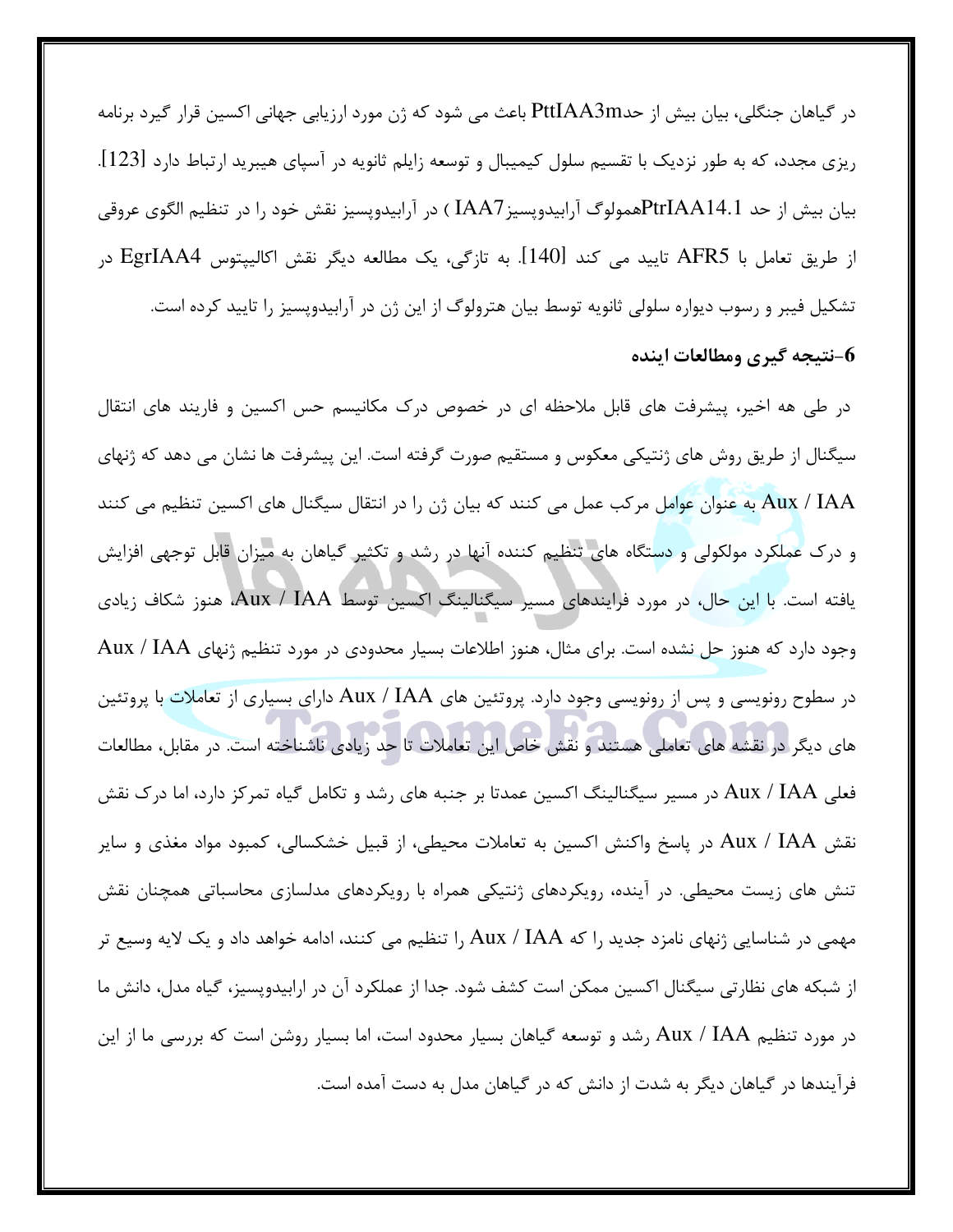در گیاهان جنگلی، بیان بیش از حدPttIAA3m باعث می شود که ژن مورد ارزیابی جهانی اکسین قرار گیرد برنامه ریزی مجدد، که به طور نزدیک با تقسیم سلول کیمیال و توسعه زایلم ثانویه در آسپای هیبرید ارتباط دارد [123]. بیان بیش از حد PtrIAA14.1همولوگ آرابیدوپسیزIAA7 ) در آرابیدوپسیز نقش خود را در تنظیم الگوی عروقی از طریق تعامل با AFR5 تایید می کند [140]. به تازگی، یک مطالعه دیگر نقش اکالیپتوس EgrIAA4 در تشکیل فیبر و رسوب دیواره سلولی ثانویه توسط بیان هترولوگ از این ژن در آرابیدوپسیز را تایید کرده است.

## 6-نتیجه گیری ومطالعات اینده

در طی هه اخیر، پیشرفت های قابل ملاحظه ای در خصوص درک مکانیسم حس اکسین و فاریند های انتقال سیگنال از طریق روش های ژنتیکی معکوس و مستقیم صورت گرفته است. این پیشرفت ها نشان می دهد که ژنهای Aux / IAA به عنوان عوامل مرکب عمل می کنند که بیان ژن را در انتقال سیگنال های اکسین تنظیم می کنند و درک عملکرد مولکولی و دستگاه های تنظیم کننده آنها در رشد و تکثیر گیاهان به میزان قابل توجهی افزایش یافته است. با این حال، در مورد فرایندهای مسیر سیگنالینگ اکسین توسط Aux / IAA، هنوز شکاف زیادی وجود دارد که هنوز حل نشده است. برای مثال، هنوز اطلاعات بسیار محدودی در مورد تنظیم ژنهای Aux / IAA در سطوح رونویسی و پس از رونویسی وجود دارد. پروتئین های Aux / IAA دارای بسیاری از تعاملات با پروتئین های دیگر در نقشه های تعاملی هستند و نقش خاص این تعاملات تا حد زیادی ناشناخته است. در مقابل، مطالعات فعلی Aux / IAA در مسیر سیگنالینگ اکسین عمدتا بر جنبه های رشد و تکامل گیاه تمرکز دارد، اما درک نقش نقش Aux / IAA در پاسخ واکنش اکسین به تعاملات محیطی، از قبیل خشکسالی، کمبود مواد مغذی و سایر تنش های زیست محیطی. در آینده، رویکردهای ژنتیکی همراه با رویکردهای مدلسازی محاسباتی همچنان نقش مهمی در شناسایی ژنهای نامزد جدید را که Aux / IAA را تنظیم می کنند، ادامه خواهد داد و یک لایه وسیع تر از شبکه های نظارتی سیگنال اکسین ممکن است کشف شود. جدا از عملکرد آن در ارابیدوپسیز، گیاه مدل، دانش ما در مورد تنظیم Aux / IAA رشد و توسعه گیاهان بسیار محدود است، اما بسیار روشن است که بررسی ما از این فرآیندها در گیاهان دیگر به شدت از دانش که در گیاهان مدل به دست آمده است.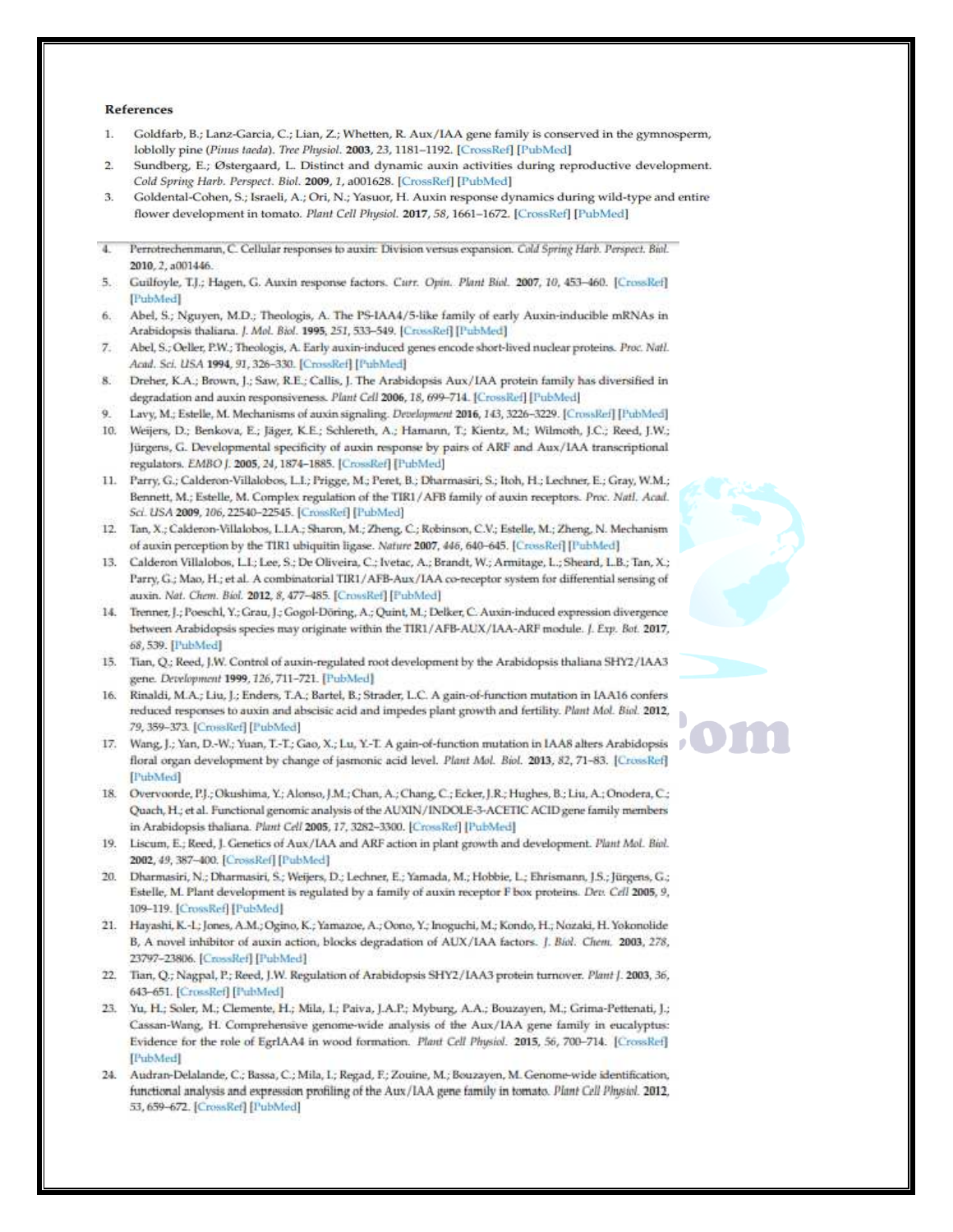## References

1. Goldfarb, B.; Lanz-Garcia, C.; Lian, Z.; Whetten, R. Aux/IAA gene family is conserved in the gymnosperm, loblolly pine (*Pinus taeda*). *Tree Physiol.* **2003**, *23*, 1181–1192. [CrossRef] [PubMed]
2. Sundberg, E.; Østergaard, L. Distinct and dynamic auxin activities during reproductive development. *Cold Spring Harb. Perspect. Biol.* **2009**, *1*, a001628. [CrossRef] [PubMed]
3. Goldental-Cohen, S.; Israeli, A.; Ori, N.; Yasuor, H. Auxin response dynamics during wild-type and entire flower development in tomato. *Plant Cell Physiol.* **2017**, *58*, 1661–1672. [CrossRef] [PubMed]
4. Perrotrechenmann, C. Cellular responses to auxin: Division versus expansion. *Cold Spring Harb. Perspect. Biol.* **2010**, *2*, a001446.
5. Guilfoyle, T.J.; Hagen, G. Auxin response factors. *Curr. Opin. Plant Biol.* **2007**, *10*, 453–460. [CrossRef] [PubMed]
6. Abel, S.; Nguyen, M.D.; Theologis, A. The PS-IAA4/5-like family of early Auxin-inducible mRNAs in Arabidopsis thaliana. *J. Mol. Biol.* **1995**, *251*, 533–549. [CrossRef] [PubMed]
7. Abel, S.; Oeller, P.W.; Theologis, A. Early auxin-induced genes encode short-lived nuclear proteins. *Proc. Natl. Acad. Sci. USA* **1994**, *91*, 326–330. [CrossRef] [PubMed]
8. Dreher, K.A.; Brown, J.; Saw, R.E.; Callis, J. The Arabidopsis Aux/IAA protein family has diversified in degradation and auxin responsiveness. *Plant Cell* **2006**, *18*, 699–714. [CrossRef] [PubMed]
9. Lavy, M.; Estelle, M. Mechanisms of auxin signaling. *Development* **2016**, *143*, 3226–3229. [CrossRef] [PubMed]
10. Weijers, D.; Benkova, E.; Jäger, K.E.; Schlereth, A.; Hamann, T.; Kientz, M.; Wilmoth, J.C.; Reed, J.W.; Jürgens, G. Developmental specificity of auxin response by pairs of ARF and Aux/IAA transcriptional regulators. *EMBO J.* **2005**, *24*, 1874–1885. [CrossRef] [PubMed]
11. Parry, G.; Calderon-Villalobos, L.I.; Prigge, M.; Peret, B.; Dharmasiri, S.; Itoh, H.; Lechner, E.; Gray, W.M.; Bennett, M.; Estelle, M. Complex regulation of the TIR1/AFB family of auxin receptors. *Proc. Natl. Acad. Sci. USA* **2009**, *106*, 22540–22545. [CrossRef] [PubMed]
12. Tan, X.; Calderon-Villalobos, L.I.A.; Sharon, M.; Zheng, C.; Robinson, C.V.; Estelle, M.; Zheng, N. Mechanism of auxin perception by the TIR1 ubiquitin ligase. *Nature* **2007**, *446*, 640–645. [CrossRef] [PubMed]
13. Calderon Villalobos, L.I.; Lee, S.; De Oliveira, C.; Ivetac, A.; Brandt, W.; Armitage, L.; Sheard, L.B.; Tan, X.; Parry, G.; Mao, H.; et al. A combinatorial TIR1/AFB-Aux/IAA co-receptor system for differential sensing of auxin. *Nat. Chem. Biol.* **2012**, *8*, 477–485. [CrossRef] [PubMed]
14. Trenner, J.; Poeschl, Y.; Grau, J.; Gogol-Döring, A.; Quint, M.; Delker, C. Auxin-induced expression divergence between Arabidopsis species may originate within the TIR1/AFB-AUX/IAA-ARF module. *J. Exp. Bot.* **2017**, *68*, 539. [PubMed]
15. Tian, Q.; Reed, J.W. Control of auxin-regulated root development by the Arabidopsis thaliana SHY2/IAA3 gene. *Development* **1999**, *126*, 711–721. [PubMed]
16. Rinaldi, M.A.; Liu, J.; Enders, T.A.; Bartel, B.; Strader, L.C. A gain-of-function mutation in IAA16 confers reduced responses to auxin and abscisic acid and impedes plant growth and fertility. *Plant Mol. Biol.* **2012**, *79*, 359–373. [CrossRef] [PubMed]
17. Wang, J.; Yan, D.-W.; Yuan, T.-T.; Gao, X.; Lu, Y.-T. A gain-of-function mutation in IAA8 alters Arabidopsis floral organ development by change of jasmonic acid level. *Plant Mol. Biol.* **2013**, *82*, 71–83. [CrossRef] [PubMed]
18. Overvoorde, P.J.; Okushima, Y.; Alonso, J.M.; Chan, A.; Chang, C.; Ecker, J.R.; Hughes, B.; Liu, A.; Onodera, C.; Quach, H.; et al. Functional genomic analysis of the AUXIN/INDOLE-3-ACETIC ACID gene family members in Arabidopsis thaliana. *Plant Cell* **2005**, *17*, 3282–3300. [CrossRef] [PubMed]
19. Liscum, E.; Reed, J. Genetics of Aux/IAA and ARF action in plant growth and development. *Plant Mol. Biol.* **2002**, *49*, 387–400. [CrossRef] [PubMed]
20. Dharmasiri, N.; Dharmasiri, S.; Weijers, D.; Lechner, E.; Yamada, M.; Hobbie, L.; Ehrismann, J.S.; Jürgens, G.; Estelle, M. Plant development is regulated by a family of auxin receptor F box proteins. *Dev. Cell* **2005**, *9*, 109–119. [CrossRef] [PubMed]
21. Hayashi, K.-I.; Jones, A.M.; Ogino, K.; Yamazoe, A.; Oono, Y.; Inoguchi, M.; Kondo, H.; Nozaki, H. Yokonolide B, A novel inhibitor of auxin action, blocks degradation of AUX/IAA factors. *J. Biol. Chem.* **2003**, *278*, 23797–23806. [CrossRef] [PubMed]
22. Tian, Q.; Nagpal, P.; Reed, J.W. Regulation of Arabidopsis SHY2/IAA3 protein turnover. *Plant J.* **2003**, *36*, 643–651. [CrossRef] [PubMed]
23. Yu, H.; Soler, M.; Clemente, H.; Mila, I.; Paiva, J.A.P.; Myburg, A.A.; Bouzayen, M.; Grima-Pettenati, J.; Cassan-Wang, H. Comprehensive genome-wide analysis of the Aux/IAA gene family in eucalyptus: Evidence for the role of EgrIAA4 in wood formation. *Plant Cell Physiol.* **2015**, *56*, 700–714. [CrossRef] [PubMed]
24. Audran-Delalande, C.; Bassa, C.; Mila, I.; Regad, F.; Zouine, M.; Bouzayen, M. Genome-wide identification, functional analysis and expression profiling of the Aux/IAA gene family in tomato. *Plant Cell Physiol.* **2012**, *53*, 659–672. [CrossRef] [PubMed]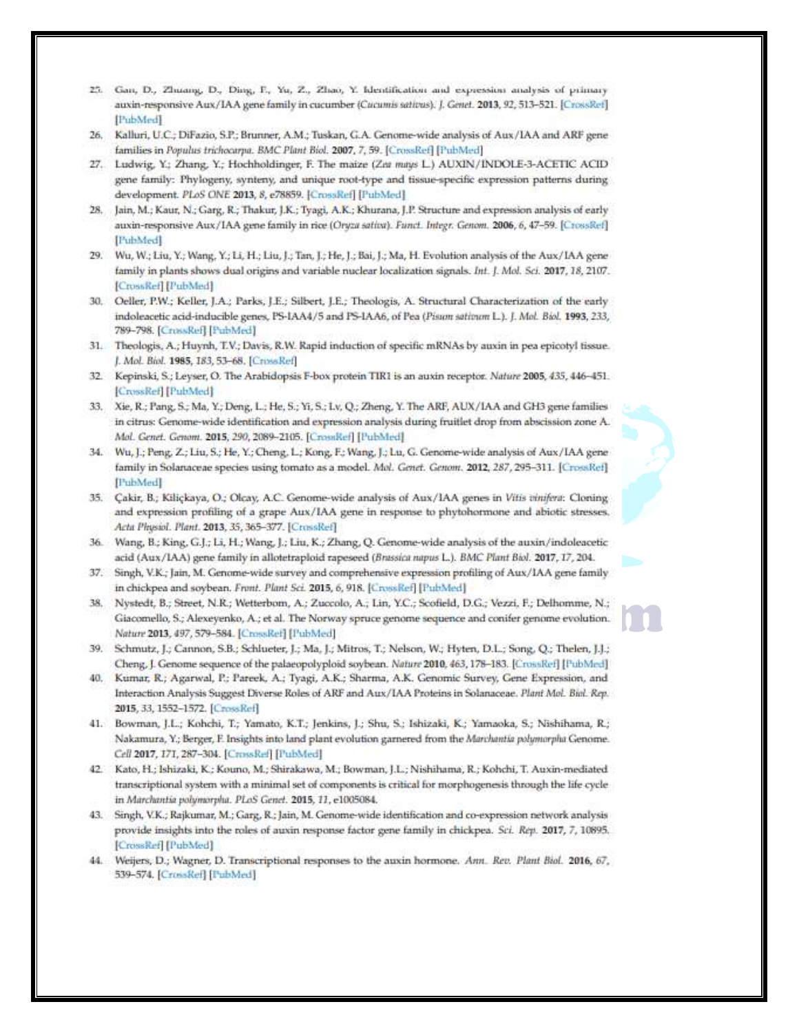25. Gan, D.; Zhuang, D.; Ding, F.; Yu, Z.; Zhao, Y. Identification and expression analysis of primary auxin-responsive Aux/IAA gene family in cucumber (*Cucumis sativus*). *J. Genet.* **2013**, *92*, 513–521. [CrossRef] [PubMed]
26. Kalluri, U.C.; DiFazio, S.P.; Brunner, A.M.; Tuskan, G.A. Genome-wide analysis of Aux/IAA and ARF gene families in *Populus trichocarpa*. *BMC Plant Biol.* **2007**, *7*, 59. [CrossRef] [PubMed]
27. Ludwig, Y.; Zhang, Y.; Hochholdinger, F. The maize (*Zea mays* L.) AUXIN/INDOLE-3-ACETIC ACID gene family: Phylogeny, synteny, and unique root-type and tissue-specific expression patterns during development. *PLoS ONE* **2013**, *8*, e78859. [CrossRef] [PubMed]
28. Jain, M.; Kaur, N.; Garg, R.; Thakur, J.K.; Tyagi, A.K.; Khurana, J.P. Structure and expression analysis of early auxin-responsive Aux/IAA gene family in rice (*Oryza sativa*). *Funct. Integr. Genom.* **2006**, *6*, 47–59. [CrossRef] [PubMed]
29. Wu, W.; Liu, Y.; Wang, Y.; Li, H.; Liu, J.; Tan, J.; He, J.; Bai, J.; Ma, H. Evolution analysis of the Aux/IAA gene family in plants shows dual origins and variable nuclear localization signals. *Int. J. Mol. Sci.* **2017**, *18*, 2107. [CrossRef] [PubMed]
30. Oeller, P.W.; Keller, J.A.; Parks, J.E.; Silbert, J.E.; Theologis, A. Structural Characterization of the early indoleacetic acid-inducible genes, PS-IAA4/5 and PS-IAA6, of Pea (*Pisum sativum* L.). *J. Mol. Biol.* **1993**, *233*, 789–798. [CrossRef] [PubMed]
31. Theologis, A.; Huynh, T.V.; Davis, R.W. Rapid induction of specific mRNAs by auxin in pea epicotyl tissue. *J. Mol. Biol.* **1985**, *183*, 53–68. [CrossRef]
32. Kepinski, S.; Leyser, O. The Arabidopsis F-box protein TIR1 is an auxin receptor. *Nature* **2005**, *435*, 446–451. [CrossRef] [PubMed]
33. Xie, R.; Pang, S.; Ma, Y.; Deng, L.; He, S.; Yi, S.; Lv, Q.; Zheng, Y. The ARF, AUX/IAA and GH3 gene families in citrus: Genome-wide identification and expression analysis during fruitlet drop from abscission zone A. *Mol. Genet. Genom.* **2015**, *290*, 2089–2105. [CrossRef] [PubMed]
34. Wu, J.; Peng, Z.; Liu, S.; He, Y.; Cheng, L.; Kong, F.; Wang, J.; Lu, G. Genome-wide analysis of Aux/IAA gene family in Solanaceae species using tomato as a model. *Mol. Genet. Genom.* **2012**, *287*, 295–311. [CrossRef] [PubMed]
35. Çakir, B.; Kiliçkaya, O.; Olcay, A.C. Genome-wide analysis of Aux/IAA genes in *Vitis vinifera*: Cloning and expression profiling of a grape Aux/IAA gene in response to phytohormone and abiotic stresses. *Acta Physiol. Plant.* **2013**, *35*, 365–377. [CrossRef]
36. Wang, B.; King, G.J.; Li, H.; Wang, J.; Liu, K.; Zhang, Q. Genome-wide analysis of the auxin/indoleacetic acid (Aux/IAA) gene family in allotetraploid rapeseed (*Brassica napus* L.). *BMC Plant Biol.* **2017**, *17*, 204.
37. Singh, V.K.; Jain, M. Genome-wide survey and comprehensive expression profiling of Aux/IAA gene family in chickpea and soybean. *Front. Plant Sci.* **2015**, *6*, 918. [CrossRef] [PubMed]
38. Nystedt, B.; Street, N.R.; Wetterbom, A.; Zuccolo, A.; Lin, Y.C.; Scofield, D.G.; Vezzi, F.; Delhomme, N.; Giacomello, S.; Alexeyenko, A.; et al. The Norway spruce genome sequence and conifer genome evolution. *Nature* **2013**, *497*, 579–584. [CrossRef] [PubMed]
39. Schmutz, J.; Cannon, S.B.; Schlueter, J.; Ma, J.; Mitros, T.; Nelson, W.; Hyten, D.L.; Song, Q.; Thelen, J.J.; Cheng, J. Genome sequence of the palaeopolyploid soybean. *Nature* **2010**, *463*, 178–183. [CrossRef] [PubMed]
40. Kumar, R.; Agarwal, P.; Pareek, A.; Tyagi, A.K.; Sharma, A.K. Genomic Survey, Gene Expression, and Interaction Analysis Suggest Diverse Roles of ARF and Aux/IAA Proteins in Solanaceae. *Plant Mol. Biol. Rep.* **2015**, *33*, 1552–1572. [CrossRef]
41. Bowman, J.L.; Kohchi, T.; Yamato, K.T.; Jenkins, J.; Shu, S.; Ishizaki, K.; Yamaoka, S.; Nishihama, R.; Nakamura, Y.; Berger, F. Insights into land plant evolution garnered from the *Marchantia polymorpha* Genome. *Cell* **2017**, *171*, 287–304. [CrossRef] [PubMed]
42. Kato, H.; Ishizaki, K.; Kouno, M.; Shirakawa, M.; Bowman, J.L.; Nishihama, R.; Kohchi, T. Auxin-mediated transcriptional system with a minimal set of components is critical for morphogenesis through the life cycle in *Marchantia polymorpha*. *PLoS Genet.* **2015**, *11*, e1005084.
43. Singh, V.K.; Rajkumar, M.; Garg, R.; Jain, M. Genome-wide identification and co-expression network analysis provide insights into the roles of auxin response factor gene family in chickpea. *Sci. Rep.* **2017**, *7*, 10895. [CrossRef] [PubMed]
44. Weijers, D.; Wagner, D. Transcriptional responses to the auxin hormone. *Ann. Rev. Plant Biol.* **2016**, *67*, 539–574. [CrossRef] [PubMed]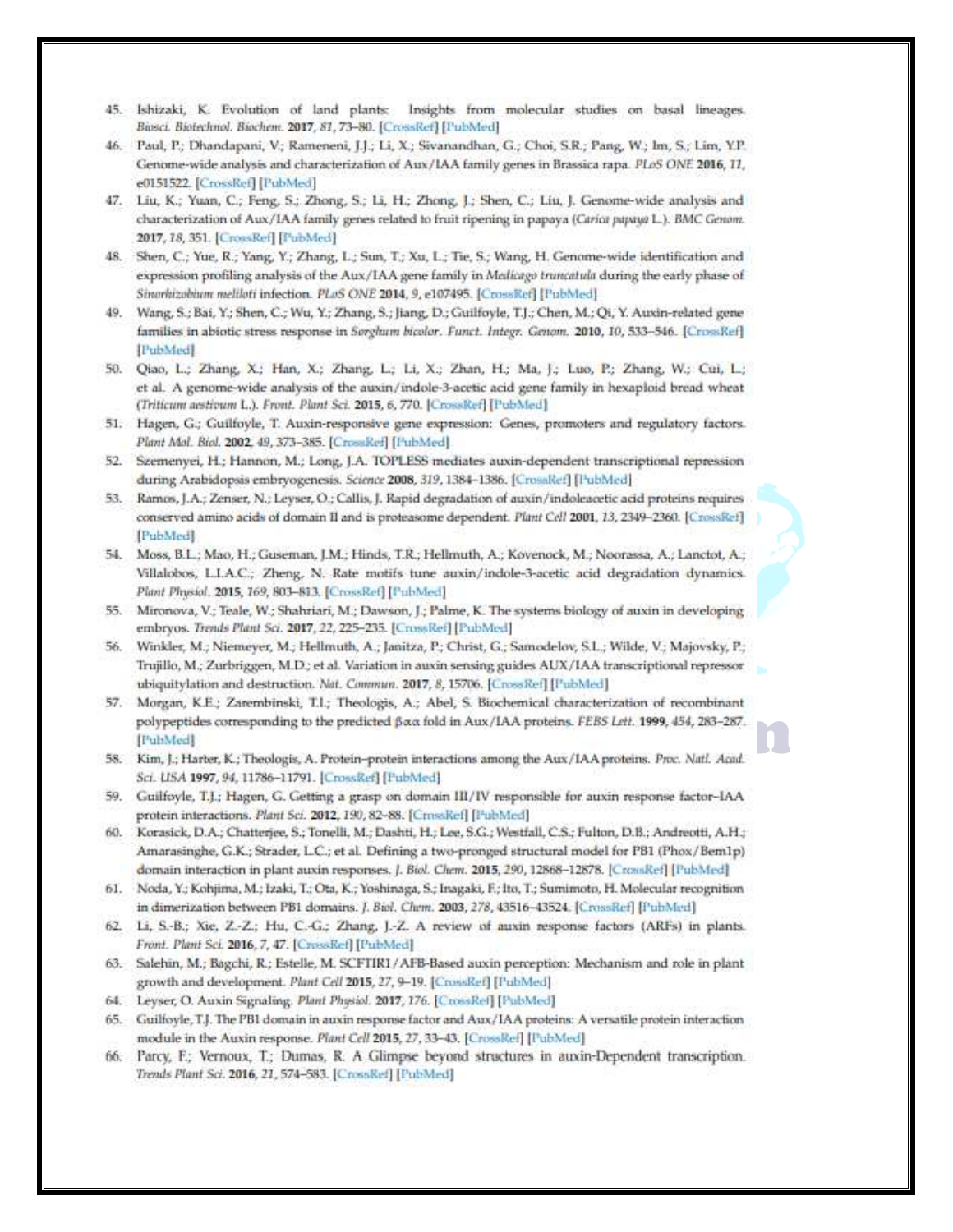45. Ishizaki, K. Evolution of land plants: Insights from molecular studies on basal lineages. *Biosci. Biotechnol. Biochem.* **2017**, *81*, 73–80. [CrossRef] [PubMed]
46. Paul, P.; Dhandapani, V.; Rameneni, J.J.; Li, X.; Sivanandhan, G.; Choi, S.R.; Pang, W.; Im, S.; Lim, Y.P. Genome-wide analysis and characterization of Aux/IAA family genes in Brassica rapa. *PLoS ONE* **2016**, *11*, e0151522. [CrossRef] [PubMed]
47. Liu, K.; Yuan, C.; Feng, S.; Zhong, S.; Li, H.; Zhong, J.; Shen, C.; Liu, J. Genome-wide analysis and characterization of Aux/IAA family genes related to fruit ripening in papaya (*Carica papaya* L.). *BMC Genom.* **2017**, *18*, 351. [CrossRef] [PubMed]
48. Shen, C.; Yue, R.; Yang, Y.; Zhang, L.; Sun, T.; Xu, L.; Tie, S.; Wang, H. Genome-wide identification and expression profiling analysis of the Aux/IAA gene family in *Medicago truncatula* during the early phase of *Sinorhizobium meliloti* infection. *PLoS ONE* **2014**, *9*, e107495. [CrossRef] [PubMed]
49. Wang, S.; Bai, Y.; Shen, C.; Wu, Y.; Zhang, S.; Jiang, D.; Guilfoyle, T.J.; Chen, M.; Qi, Y. Auxin-related gene families in abiotic stress response in *Sorghum bicolor*. *Funct. Integr. Genom.* **2010**, *10*, 533–546. [CrossRef] [PubMed]
50. Qiao, L.; Zhang, X.; Han, X.; Zhang, L.; Li, X.; Zhan, H.; Ma, J.; Luo, P.; Zhang, W.; Cui, L.; et al. A genome-wide analysis of the auxin/indole-3-acetic acid gene family in hexaploid bread wheat (*Triticum aestivum* L.). *Front. Plant Sci.* **2015**, *6*, 770. [CrossRef] [PubMed]
51. Hagen, G.; Guilfoyle, T. Auxin-responsive gene expression: Genes, promoters and regulatory factors. *Plant Mol. Biol.* **2002**, *49*, 373–385. [CrossRef] [PubMed]
52. Szemenyei, H.; Hannon, M.; Long, J.A. TOPLESS mediates auxin-dependent transcriptional repression during Arabidopsis embryogenesis. *Science* **2008**, *319*, 1384–1386. [CrossRef] [PubMed]
53. Ramos, J.A.; Zenser, N.; Leyser, O.; Callis, J. Rapid degradation of auxin/indoleacetic acid proteins requires conserved amino acids of domain II and is proteasome dependent. *Plant Cell* **2001**, *13*, 2349–2360. [CrossRef] [PubMed]
54. Moss, B.L.; Mao, H.; Guseman, J.M.; Hinds, T.R.; Hellmuth, A.; Kovenock, M.; Noorassa, A.; Lanctot, A.; Villalobos, L.I.A.C.; Zheng, N. Rate motifs tune auxin/indole-3-acetic acid degradation dynamics. *Plant Physiol.* **2015**, *169*, 803–813. [CrossRef] [PubMed]
55. Mironova, V.; Teale, W.; Shahriari, M.; Dawson, J.; Palme, K. The systems biology of auxin in developing embryos. *Trends Plant Sci.* **2017**, *22*, 225–235. [CrossRef] [PubMed]
56. Winkler, M.; Niemeyer, M.; Hellmuth, A.; Janitza, P.; Christ, G.; Samodelov, S.L.; Wilde, V.; Majovsky, P.; Trujillo, M.; Zurbriggen, M.D.; et al. Variation in auxin sensing guides AUX/IAA transcriptional repressor ubiquitylation and destruction. *Nat. Commun.* **2017**, *8*, 15706. [CrossRef] [PubMed]
57. Morgan, K.E.; Zarembinski, T.I.; Theologis, A.; Abel, S. Biochemical characterization of recombinant polypeptides corresponding to the predicted βαα fold in Aux/IAA proteins. *FEBS Lett.* **1999**, *454*, 283–287. [PubMed]
58. Kim, J.; Harter, K.; Theologis, A. Protein–protein interactions among the Aux/IAA proteins. *Proc. Natl. Acad. Sci. USA* **1997**, *94*, 11786–11791. [CrossRef] [PubMed]
59. Guilfoyle, T.J.; Hagen, G. Getting a grasp on domain III/IV responsible for auxin response factor–IAA protein interactions. *Plant Sci.* **2012**, *190*, 82–88. [CrossRef] [PubMed]
60. Korasick, D.A.; Chatterjee, S.; Tonelli, M.; Dashti, H.; Lee, S.G.; Westfall, C.S.; Fulton, D.B.; Andreotti, A.H.; Amarasinghe, G.K.; Strader, L.C.; et al. Defining a two-pronged structural model for PB1 (Phox/Bem1p) domain interaction in plant auxin responses. *J. Biol. Chem.* **2015**, *290*, 12868–12878. [CrossRef] [PubMed]
61. Noda, Y.; Kohjima, M.; Izaki, T.; Ota, K.; Yoshinaga, S.; Inagaki, F.; Ito, T.; Sumimoto, H. Molecular recognition in dimerization between PB1 domains. *J. Biol. Chem.* **2003**, *278*, 43516–43524. [CrossRef] [PubMed]
62. Li, S.-B.; Xie, Z.-Z.; Hu, C.-G.; Zhang, J.-Z. A review of auxin response factors (ARFs) in plants. *Front. Plant Sci.* **2016**, *7*, 47. [CrossRef] [PubMed]
63. Salehin, M.; Bagchi, R.; Estelle, M. SCFTIR1/AFB-Based auxin perception: Mechanism and role in plant growth and development. *Plant Cell* **2015**, *27*, 9–19. [CrossRef] [PubMed]
64. Leyser, O. Auxin Signaling. *Plant Physiol.* **2017**, *176*. [CrossRef] [PubMed]
65. Guilfoyle, T.J. The PB1 domain in auxin response factor and Aux/IAA proteins: A versatile protein interaction module in the Auxin response. *Plant Cell* **2015**, *27*, 33–43. [CrossRef] [PubMed]
66. Parcy, F.; Vernoux, T.; Dumas, R. A Glimpse beyond structures in auxin-Dependent transcription. *Trends Plant Sci.* **2016**, *21*, 574–583. [CrossRef] [PubMed]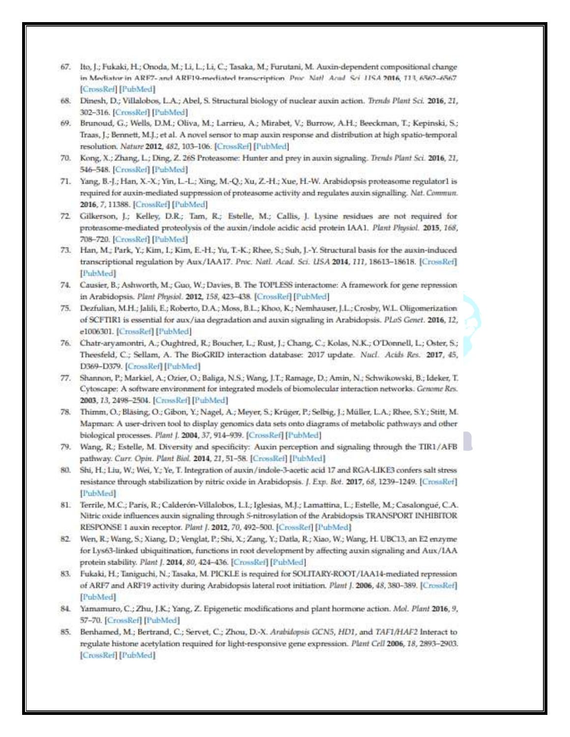67. Ito, J.; Fukaki, H.; Onoda, M.; Li, L.; Li, C.; Tasaka, M.; Furutani, M. Auxin-dependent compositional change in Mediator in ARF7- and ARF19-mediated transcription. *Proc. Natl. Acad. Sci. USA* **2016**, *113*, 6562–6567. [CrossRef] [PubMed]
68. Dinesh, D.; Villalobos, L.A.; Abel, S. Structural biology of nuclear auxin action. *Trends Plant Sci.* **2016**, *21*, 302–316. [CrossRef] [PubMed]
69. Brunoud, G.; Wells, D.M.; Oliva, M.; Larrieu, A.; Mirabet, V.; Burrow, A.H.; Beeckman, T.; Kepinski, S.; Traas, J.; Bennett, M.J.; et al. A novel sensor to map auxin response and distribution at high spatio-temporal resolution. *Nature* **2012**, *482*, 103–106. [CrossRef] [PubMed]
70. Kong, X.; Zhang, L.; Ding, Z. 26S Proteasome: Hunter and prey in auxin signaling. *Trends Plant Sci.* **2016**, *21*, 546–548. [CrossRef] [PubMed]
71. Yang, B.-J.; Han, X.-X.; Yin, L.-L.; Xing, M.-Q.; Xu, Z.-H.; Xue, H.-W. Arabidopsis proteasome regulator1 is required for auxin-mediated suppression of proteasome activity and regulates auxin signalling. *Nat. Commun.* **2016**, *7*, 11388. [CrossRef] [PubMed]
72. Gilkerson, J.; Kelley, D.R.; Tam, R.; Estelle, M.; Callis, J. Lysine residues are not required for proteasome-mediated proteolysis of the auxin/indole acidic acid protein IAA1. *Plant Physiol.* **2015**, *168*, 708–720. [CrossRef] [PubMed]
73. Han, M.; Park, Y.; Kim, I.; Kim, E.-H.; Yu, T.-K.; Rhee, S.; Suh, J.-Y. Structural basis for the auxin-induced transcriptional regulation by Aux/IAA17. *Proc. Natl. Acad. Sci. USA* **2014**, *111*, 18613–18618. [CrossRef] [PubMed]
74. Causier, B.; Ashworth, M.; Guo, W.; Davies, B. The TOPLESS interactome: A framework for gene repression in Arabidopsis. *Plant Physiol.* **2012**, *158*, 423–438. [CrossRef] [PubMed]
75. Dezfulian, M.H.; Jalili, E.; Roberto, D.A.; Moss, B.L.; Khoo, K.; Nemhauser, J.L.; Crosby, W.L. Oligomerization of SCFTIR1 is essential for aux/iaa degradation and auxin signaling in Arabidopsis. *PLoS Genet.* **2016**, *12*, e1006301. [CrossRef] [PubMed]
76. Chatr-aryamontri, A.; Oughtred, R.; Boucher, L.; Rust, J.; Chang, C.; Kolas, N.K.; O'Donnell, L.; Oster, S.; Theesfeld, C.; Sellam, A. The BioGRID interaction database: 2017 update. *Nucl. Acids Res.* **2017**, *45*, D369–D379. [CrossRef] [PubMed]
77. Shannon, P.; Markiel, A.; Ozier, O.; Baliga, N.S.; Wang, J.T.; Ramage, D.; Amin, N.; Schwikowski, B.; Ideker, T. Cytoscape: A software environment for integrated models of biomolecular interaction networks. *Genome Res.* **2003**, *13*, 2498–2504. [CrossRef] [PubMed]
78. Thimm, O.; Bläsing, O.; Gibon, Y.; Nagel, A.; Meyer, S.; Krüger, P.; Selbig, J.; Müller, L.A.; Rhee, S.Y.; Stitt, M. Mapman: A user-driven tool to display genomics data sets onto diagrams of metabolic pathways and other biological processes. *Plant J.* **2004**, *37*, 914–939. [CrossRef] [PubMed]
79. Wang, R.; Estelle, M. Diversity and specificity: Auxin perception and signaling through the TIR1/AFB pathway. *Curr. Opin. Plant Biol.* **2014**, *21*, 51–58. [CrossRef] [PubMed]
80. Shi, H.; Liu, W.; Wei, Y.; Ye, T. Integration of auxin/indole-3-acetic acid 17 and RGA-LIKE3 confers salt stress resistance through stabilization by nitric oxide in Arabidopsis. *J. Exp. Bot.* **2017**, *68*, 1239–1249. [CrossRef] [PubMed]
81. Terrile, M.C.; Paris, R.; Calderón-Villalobos, L.I.; Iglesias, M.J.; Lamattina, L.; Estelle, M.; Casalongué, C.A. Nitric oxide influences auxin signaling through S-nitrosylation of the Arabidopsis TRANSPORT INHIBITOR RESPONSE 1 auxin receptor. *Plant J.* **2012**, *70*, 492–500. [CrossRef] [PubMed]
82. Wen, R.; Wang, S.; Xiang, D.; Venglat, P.; Shi, X.; Zang, Y.; Datla, R.; Xiao, W.; Wang, H. UBC13, an E2 enzyme for Lys63-linked ubiquitination, functions in root development by affecting auxin signaling and Aux/IAA protein stability. *Plant J.* **2014**, *80*, 424–436. [CrossRef] [PubMed]
83. Fukaki, H.; Taniguchi, N.; Tasaka, M. PICKLE is required for SOLITARY-ROOT/IAA14-mediated repression of ARF7 and ARF19 activity during Arabidopsis lateral root initiation. *Plant J.* **2006**, *48*, 380–389. [CrossRef] [PubMed]
84. Yamamuro, C.; Zhu, J.K.; Yang, Z. Epigenetic modifications and plant hormone action. *Mol. Plant* **2016**, *9*, 57–70. [CrossRef] [PubMed]
85. Benhamed, M.; Bertrand, C.; Servet, C.; Zhou, D.-X. *Arabidopsis* GCN5, HD1, and TAF1/HAF2 Interact to regulate histone acetylation required for light-responsive gene expression. *Plant Cell* **2006**, *18*, 2893–2903. [CrossRef] [PubMed]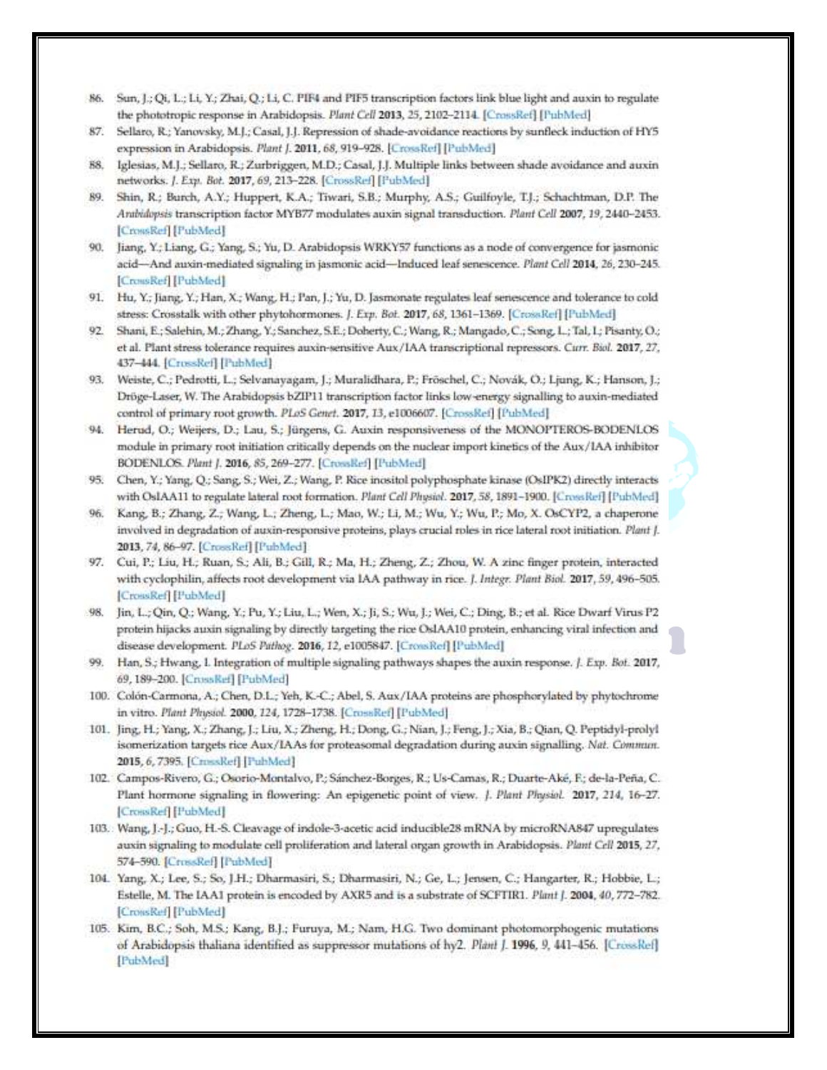86. Sun, J.; Qi, L.; Li, Y.; Zhai, Q.; Li, C. PIF4 and PIF5 transcription factors link blue light and auxin to regulate the phototropic response in Arabidopsis. *Plant Cell* **2013**, *25*, 2102–2114. [CrossRef] [PubMed]
87. Sellaro, R.; Yanovsky, M.J.; Casal, J.J. Repression of shade-avoidance reactions by sunfleck induction of HY5 expression in Arabidopsis. *Plant J.* **2011**, *68*, 919–928. [CrossRef] [PubMed]
88. Iglesias, M.J.; Sellaro, R.; Zurbriggen, M.D.; Casal, J.J. Multiple links between shade avoidance and auxin networks. *J. Exp. Bot.* **2017**, *69*, 213–228. [CrossRef] [PubMed]
89. Shin, R.; Burch, A.Y.; Huppert, K.A.; Tiwari, S.B.; Murphy, A.S.; Guilfoyle, T.J.; Schachtman, D.P. The *Arabidopsis* transcription factor MYB77 modulates auxin signal transduction. *Plant Cell* **2007**, *19*, 2440–2453. [CrossRef] [PubMed]
90. Jiang, Y.; Liang, G.; Yang, S.; Yu, D. Arabidopsis WRKY57 functions as a node of convergence for jasmonic acid—And auxin-mediated signaling in jasmonic acid—Induced leaf senescence. *Plant Cell* **2014**, *26*, 230–245. [CrossRef] [PubMed]
91. Hu, Y.; Jiang, Y.; Han, X.; Wang, H.; Pan, J.; Yu, D. Jasmonate regulates leaf senescence and tolerance to cold stress: Crosstalk with other phytohormones. *J. Exp. Bot.* **2017**, *68*, 1361–1369. [CrossRef] [PubMed]
92. Shani, E.; Salehin, M.; Zhang, Y.; Sanchez, S.E.; Doherty, C.; Wang, R.; Mangado, C.; Song, L.; Tal, I.; Pisanty, O.; et al. Plant stress tolerance requires auxin-sensitive Aux/IAA transcriptional repressors. *Curr. Biol.* **2017**, *27*, 437–444. [CrossRef] [PubMed]
93. Weiste, C.; Pedrotti, L.; Selvanayagam, J.; Muralidhara, P.; Fröschel, C.; Novák, O.; Ljung, K.; Hanson, J.; Dröge-Laser, W. The Arabidopsis bZIP11 transcription factor links low-energy signalling to auxin-mediated control of primary root growth. *PLoS Genet.* **2017**, *13*, e1006607. [CrossRef] [PubMed]
94. Herud, O.; Weijers, D.; Lau, S.; Jürgens, G. Auxin responsiveness of the MONOPTEROS-BODENLOS module in primary root initiation critically depends on the nuclear import kinetics of the Aux/IAA inhibitor BODENLOS. *Plant J.* **2016**, *85*, 269–277. [CrossRef] [PubMed]
95. Chen, Y.; Yang, Q.; Sang, S.; Wei, Z.; Wang, P. Rice inositol polyphosphate kinase (OsIPK2) directly interacts with OsIAA11 to regulate lateral root formation. *Plant Cell Physiol.* **2017**, *58*, 1891–1900. [CrossRef] [PubMed]
96. Kang, B.; Zhang, Z.; Wang, L.; Zheng, L.; Mao, W.; Li, M.; Wu, Y.; Wu, P.; Mo, X. OsCYP2, a chaperone involved in degradation of auxin-responsive proteins, plays crucial roles in rice lateral root initiation. *Plant J.* **2013**, *74*, 86–97. [CrossRef] [PubMed]
97. Cui, P.; Liu, H.; Ruan, S.; Ali, B.; Gill, R.; Ma, H.; Zheng, Z.; Zhou, W. A zinc finger protein, interacted with cyclophilin, affects root development via IAA pathway in rice. *J. Integr. Plant Biol.* **2017**, *59*, 496–505. [CrossRef] [PubMed]
98. Jin, L.; Qin, Q.; Wang, Y.; Pu, Y.; Liu, L.; Wen, X.; Ji, S.; Wu, J.; Wei, C.; Ding, B.; et al. Rice Dwarf Virus P2 protein hijacks auxin signaling by directly targeting the rice OsIAA10 protein, enhancing viral infection and disease development. *PLoS Pathog.* **2016**, *12*, e1005847. [CrossRef] [PubMed]
99. Han, S.; Hwang, I. Integration of multiple signaling pathways shapes the auxin response. *J. Exp. Bot.* **2017**, *69*, 189–200. [CrossRef] [PubMed]
100. Colón-Carmona, A.; Chen, D.L.; Yeh, K.-C.; Abel, S. Aux/IAA proteins are phosphorylated by phytochrome in vitro. *Plant Physiol.* **2000**, *124*, 1728–1738. [CrossRef] [PubMed]
101. Jing, H.; Yang, X.; Zhang, J.; Liu, X.; Zheng, H.; Dong, G.; Nian, J.; Feng, J.; Xia, B.; Qian, Q. Peptidyl-prolyl isomerization targets rice Aux/IAAs for proteasomal degradation during auxin signalling. *Nat. Commun.* **2015**, *6*, 7395. [CrossRef] [PubMed]
102. Campos-Rivero, G.; Osorio-Montalvo, P.; Sánchez-Borges, R.; Us-Camas, R.; Duarte-Aké, F.; de-la-Peña, C. Plant hormone signaling in flowering: An epigenetic point of view. *J. Plant Physiol.* **2017**, *214*, 16–27. [CrossRef] [PubMed]
103. Wang, J.-J.; Guo, H.-S. Cleavage of indole-3-acetic acid inducible28 mRNA by microRNA847 upregulates auxin signaling to modulate cell proliferation and lateral organ growth in Arabidopsis. *Plant Cell* **2015**, *27*, 574–590. [CrossRef] [PubMed]
104. Yang, X.; Lee, S.; So, J.H.; Dharmasiri, S.; Dharmasiri, N.; Ge, L.; Jensen, C.; Hangarter, R.; Hobbie, L.; Estelle, M. The IAA1 protein is encoded by AXR5 and is a substrate of SCFTIR1. *Plant J.* **2004**, *40*, 772–782. [CrossRef] [PubMed]
105. Kim, B.C.; Soh, M.S.; Kang, B.J.; Furuya, M.; Nam, H.G. Two dominant photomorphogenic mutations of Arabidopsis thaliana identified as suppressor mutations of hy2. *Plant J.* **1996**, *9*, 441–456. [CrossRef] [PubMed]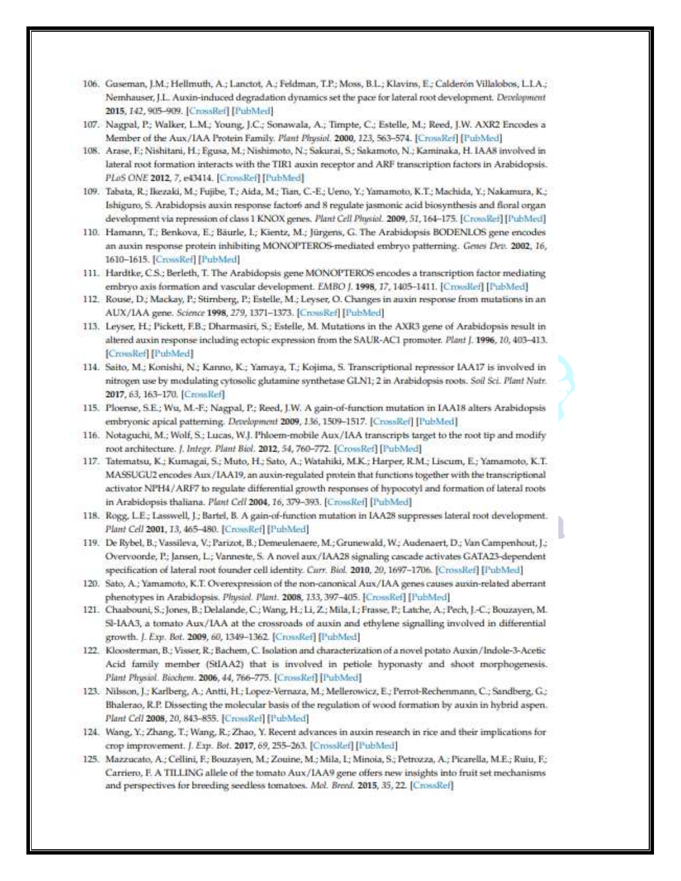106. Guseman, J.M.; Hellmuth, A.; Lanctot, A.; Feldman, T.P.; Moss, B.L.; Klavins, E.; Calderón Villalobos, L.I.A.; Nemhauser, J.L. Auxin-induced degradation dynamics set the pace for lateral root development. *Development* **2015**, *142*, 905–909. [CrossRef] [PubMed]
107. Nagpal, P.; Walker, L.M.; Young, J.C.; Sonawala, A.; Timpte, C.; Estelle, M.; Reed, J.W. AXR2 Encodes a Member of the Aux/IAA Protein Family. *Plant Physiol.* **2000**, *123*, 563–574. [CrossRef] [PubMed]
108. Arase, F.; Nishitani, H.; Egusa, M.; Nishimoto, N.; Sakurai, S.; Sakamoto, N.; Kaminaka, H. IAA8 involved in lateral root formation interacts with the TIR1 auxin receptor and ARF transcription factors in Arabidopsis. *PLoS ONE* **2012**, *7*, e43414. [CrossRef] [PubMed]
109. Tabata, R.; Ikezaki, M.; Fujibe, T.; Aida, M.; Tian, C.-E.; Ueno, Y.; Yamamoto, K.T.; Machida, Y.; Nakamura, K.; Ishiguro, S. Arabidopsis auxin response factor6 and 8 regulate jasmonic acid biosynthesis and floral organ development via repression of class 1 KNOX genes. *Plant Cell Physiol.* **2009**, *51*, 164–175. [CrossRef] [PubMed]
110. Hamann, T.; Benkova, E.; Bäurle, I.; Kientz, M.; Jürgens, G. The Arabidopsis BODENLOS gene encodes an auxin response protein inhibiting MONOPTEROS-mediated embryo patterning. *Genes Dev.* **2002**, *16*, 1610–1615. [CrossRef] [PubMed]
111. Hardtke, C.S.; Berleth, T. The Arabidopsis gene MONOPTEROS encodes a transcription factor mediating embryo axis formation and vascular development. *EMBO J.* **1998**, *17*, 1405–1411. [CrossRef] [PubMed]
112. Rouse, D.; Mackay, P.; Stirnberg, P.; Estelle, M.; Leyser, O. Changes in auxin response from mutations in an AUX/IAA gene. *Science* **1998**, *279*, 1371–1373. [CrossRef] [PubMed]
113. Leyser, H.; Pickett, F.B.; Dharmasiri, S.; Estelle, M. Mutations in the AXR3 gene of Arabidopsis result in altered auxin response including ectopic expression from the SAUR-AC1 promoter. *Plant J.* **1996**, *10*, 403–413. [CrossRef] [PubMed]
114. Saito, M.; Konishi, N.; Kanno, K.; Yamaya, T.; Kojima, S. Transcriptional repressor IAA17 is involved in nitrogen use by modulating cytosolic glutamine synthetase GLN1;2 in Arabidopsis roots. *Soil Sci. Plant Nutr.* **2017**, *63*, 163–170. [CrossRef]
115. Ploense, S.E.; Wu, M.-F.; Nagpal, P.; Reed, J.W. A gain-of-function mutation in IAA18 alters Arabidopsis embryonic apical patterning. *Development* **2009**, *136*, 1509–1517. [CrossRef] [PubMed]
116. Notaguchi, M.; Wolf, S.; Lucas, W.J. Phloem-mobile Aux/IAA transcripts target to the root tip and modify root architecture. *J. Integr. Plant Biol.* **2012**, *54*, 760–772. [CrossRef] [PubMed]
117. Tatematsu, K.; Kumagai, S.; Muto, H.; Sato, A.; Watahiki, M.K.; Harper, R.M.; Liscum, E.; Yamamoto, K.T. MASSUGU2 encodes Aux/IAA19, an auxin-regulated protein that functions together with the transcriptional activator NPH4/ARF7 to regulate differential growth responses of hypocotyl and formation of lateral roots in Arabidopsis thaliana. *Plant Cell* **2004**, *16*, 379–393. [CrossRef] [PubMed]
118. Rogg, L.E.; Lasswell, J.; Bartel, B. A gain-of-function mutation in IAA28 suppresses lateral root development. *Plant Cell* **2001**, *13*, 465–480. [CrossRef] [PubMed]
119. De Rybel, B.; Vassileva, V.; Parizot, B.; Demeulenaere, M.; Grunewald, W.; Audenaert, D.; Van Campenhout, J.; Overvoorde, P.; Jansen, L.; Vanneste, S. A novel aux/IAA28 signaling cascade activates GATA23-dependent specification of lateral root founder cell identity. *Curr. Biol.* **2010**, *20*, 1697–1706. [CrossRef] [PubMed]
120. Sato, A.; Yamamoto, K.T. Overexpression of the non-canonical Aux/IAA genes causes auxin-related aberrant phenotypes in Arabidopsis. *Physiol. Plant.* **2008**, *133*, 397–405. [CrossRef] [PubMed]
121. Chaabouni, S.; Jones, B.; Delalande, C.; Wang, H.; Li, Z.; Mila, I.; Frasse, P.; Latche, A.; Pech, J.-C.; Bouzayen, M. Sl-IAA3, a tomato Aux/IAA at the crossroads of auxin and ethylene signalling involved in differential growth. *J. Exp. Bot.* **2009**, *60*, 1349–1362. [CrossRef] [PubMed]
122. Kloosterman, B.; Visser, R.; Bachem, C. Isolation and characterization of a novel potato Auxin/Indole-3-Acetic Acid family member (StIAA2) that is involved in petiole hyponasty and shoot morphogenesis. *Plant Physiol. Biochem.* **2006**, *44*, 766–775. [CrossRef] [PubMed]
123. Nilsson, J.; Karlberg, A.; Antti, H.; Lopez-Vernaza, M.; Mellerowicz, E.; Perrot-Rechenmann, C.; Sandberg, G.; Bhalerao, R.P. Dissecting the molecular basis of the regulation of wood formation by auxin in hybrid aspen. *Plant Cell* **2008**, *20*, 843–855. [CrossRef] [PubMed]
124. Wang, Y.; Zhang, T.; Wang, R.; Zhao, Y. Recent advances in auxin research in rice and their implications for crop improvement. *J. Exp. Bot.* **2017**, *69*, 255–263. [CrossRef] [PubMed]
125. Mazzucato, A.; Cellini, F.; Bouzayen, M.; Zouine, M.; Mila, I.; Minoia, S.; Petrozza, A.; Picarella, M.E.; Ruiu, F.; Carriero, F. A TILLING allele of the tomato Aux/IAA9 gene offers new insights into fruit set mechanisms and perspectives for breeding seedless tomatoes. *Mol. Breed.* **2015**, *35*, 22. [CrossRef]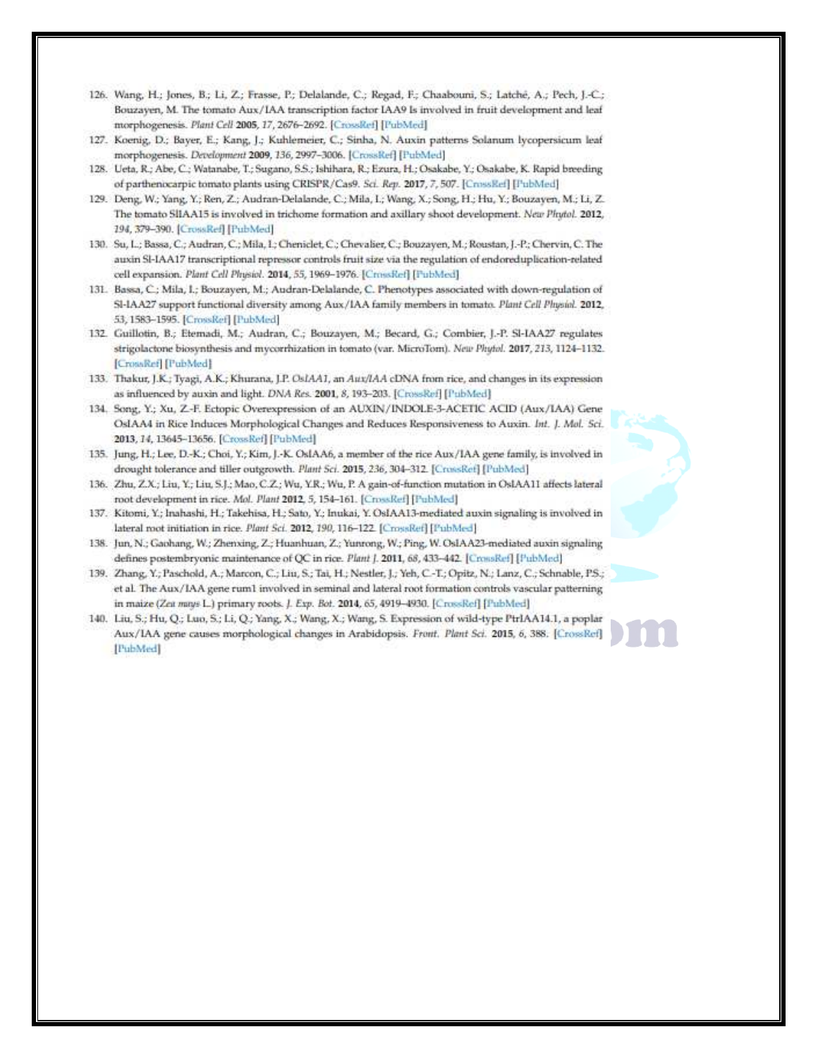126. Wang, H.; Jones, B.; Li, Z.; Frasse, P.; Delalande, C.; Regad, F.; Chaabouni, S.; Latché, A.; Pech, J.-C.; Bouzayen, M. The tomato Aux/IAA transcription factor IAA9 Is involved in fruit development and leaf morphogenesis. *Plant Cell* **2005**, *17*, 2676–2692. [CrossRef] [PubMed]
127. Koenig, D.; Bayer, E.; Kang, J.; Kuhlemeier, C.; Sinha, N. Auxin patterns Solanum lycopersicum leaf morphogenesis. *Development* **2009**, *136*, 2997–3006. [CrossRef] [PubMed]
128. Ueta, R.; Abe, C.; Watanabe, T.; Sugano, S.S.; Ishihara, R.; Ezura, H.; Osakabe, Y.; Osakabe, K. Rapid breeding of parthenocarpic tomato plants using CRISPR/Cas9. *Sci. Rep.* **2017**, *7*, 507. [CrossRef] [PubMed]
129. Deng, W.; Yang, Y.; Ren, Z.; Audran-Delalande, C.; Mila, I.; Wang, X.; Song, H.; Hu, Y.; Bouzayen, M.; Li, Z. The tomato SlIAA15 is involved in trichome formation and axillary shoot development. *New Phytol.* **2012**, *194*, 379–390. [CrossRef] [PubMed]
130. Su, L.; Bassa, C.; Audran, C.; Mila, I.; Cheniclet, C.; Chevalier, C.; Bouzayen, M.; Roustan, J.-P.; Chervin, C. The auxin Sl-IAA17 transcriptional repressor controls fruit size via the regulation of endoreduplication-related cell expansion. *Plant Cell Physiol.* **2014**, *55*, 1969–1976. [CrossRef] [PubMed]
131. Bassa, C.; Mila, I.; Bouzayen, M.; Audran-Delalande, C. Phenotypes associated with down-regulation of Sl-IAA27 support functional diversity among Aux/IAA family members in tomato. *Plant Cell Physiol.* **2012**, *53*, 1583–1595. [CrossRef] [PubMed]
132. Guillotin, B.; Etemadi, M.; Audran, C.; Bouzayen, M.; Becard, G.; Combier, J.-P. Sl-IAA27 regulates strigolactone biosynthesis and mycorrhization in tomato (var. MicroTom). *New Phytol.* **2017**, *213*, 1124–1132. [CrossRef] [PubMed]
133. Thakur, J.K.; Tyagi, A.K.; Khurana, J.P. *OsIAA1*, an *Aux/IAA* cDNA from rice, and changes in its expression as influenced by auxin and light. *DNA Res.* **2001**, *8*, 193–203. [CrossRef] [PubMed]
134. Song, Y.; Xu, Z.-F. Ectopic Overexpression of an AUXIN/INDOLE-3-ACETIC ACID (Aux/IAA) Gene OsIAA4 in Rice Induces Morphological Changes and Reduces Responsiveness to Auxin. *Int. J. Mol. Sci.* **2013**, *14*, 13645–13656. [CrossRef] [PubMed]
135. Jung, H.; Lee, D.-K.; Choi, Y.; Kim, J.-K. OsIAA6, a member of the rice Aux/IAA gene family, is involved in drought tolerance and tiller outgrowth. *Plant Sci.* **2015**, *236*, 304–312. [CrossRef] [PubMed]
136. Zhu, Z.X.; Liu, Y.; Liu, S.J.; Mao, C.Z.; Wu, Y.R.; Wu, P. A gain-of-function mutation in OsIAA11 affects lateral root development in rice. *Mol. Plant* **2012**, *5*, 154–161. [CrossRef] [PubMed]
137. Kitomi, Y.; Inahashi, H.; Takehisa, H.; Sato, Y.; Inukai, Y. OsIAA13-mediated auxin signaling is involved in lateral root initiation in rice. *Plant Sci.* **2012**, *190*, 116–122. [CrossRef] [PubMed]
138. Jun, N.; Gaohang, W.; Zhenxing, Z.; Huanhuan, Z.; Yunrong, W.; Ping, W. OsIAA23-mediated auxin signaling defines postembryonic maintenance of QC in rice. *Plant J.* **2011**, *68*, 433–442. [CrossRef] [PubMed]
139. Zhang, Y.; Paschold, A.; Marcon, C.; Liu, S.; Tai, H.; Nestler, J.; Yeh, C.-T.; Opitz, N.; Lanz, C.; Schnable, P.S.; et al. The Aux/IAA gene rum1 involved in seminal and lateral root formation controls vascular patterning in maize (*Zea mays* L.) primary roots. *J. Exp. Bot.* **2014**, *65*, 4919–4930. [CrossRef] [PubMed]
140. Liu, S.; Hu, Q.; Luo, S.; Li, Q.; Yang, X.; Wang, X.; Wang, S. Expression of wild-type PtrIAA14.1, a poplar Aux/IAA gene causes morphological changes in Arabidopsis. *Front. Plant Sci.* **2015**, *6*, 388. [CrossRef] [PubMed]